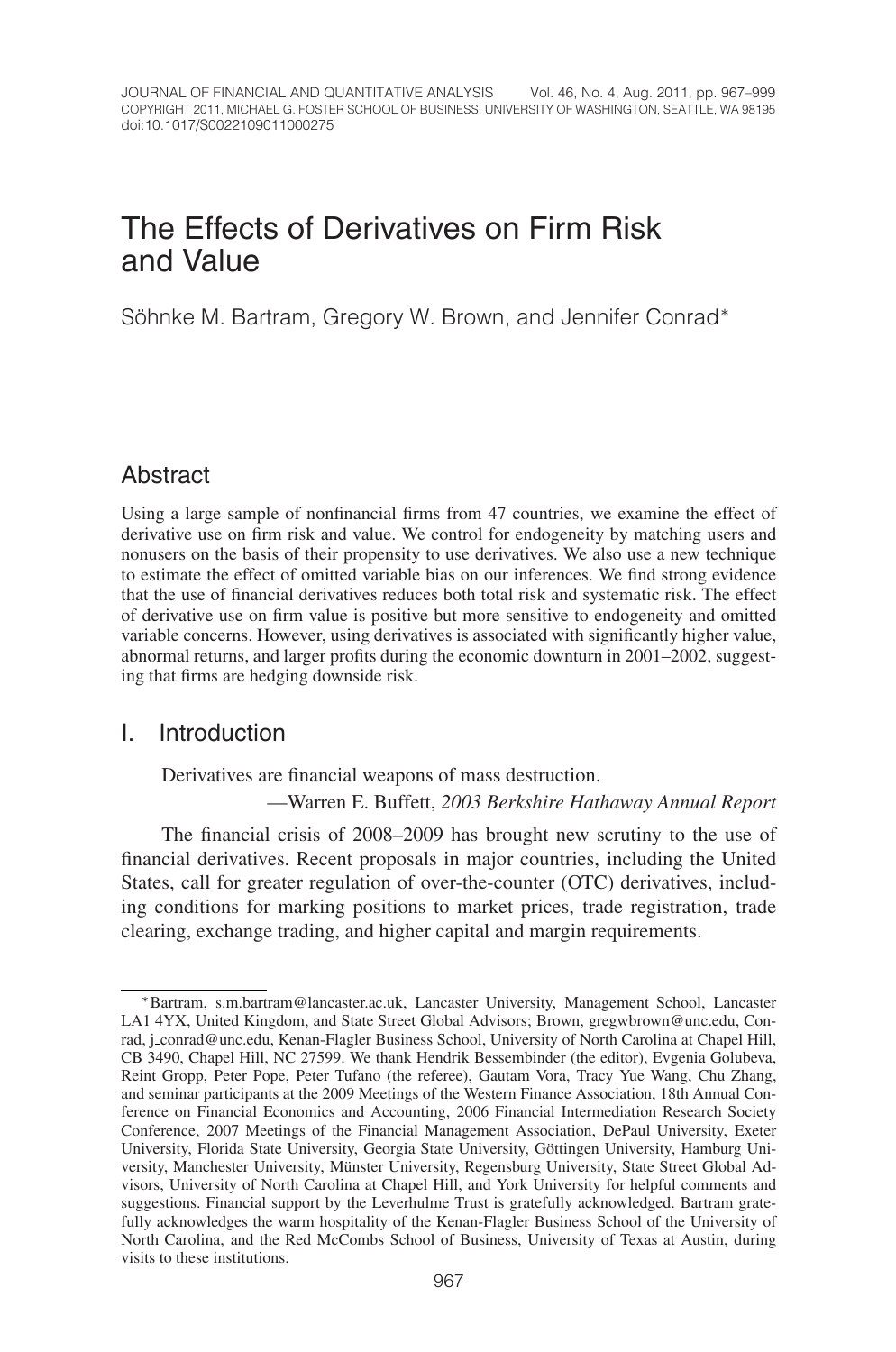# The Effects of Derivatives on Firm Risk and Value

Söhnke M. Bartram, Gregory W. Brown, and Jennifer Conrad*

## Abstract

Using a large sample of nonfinancial firms from 47 countries, we examine the effect of derivative use on firm risk and value. We control for endogeneity by matching users and nonusers on the basis of their propensity to use derivatives. We also use a new technique to estimate the effect of omitted variable bias on our inferences. We find strong evidence that the use of financial derivatives reduces both total risk and systematic risk. The effect of derivative use on firm value is positive but more sensitive to endogeneity and omitted variable concerns. However, using derivatives is associated with significantly higher value, abnormal returns, and larger profits during the economic downturn in 2001–2002, suggesting that firms are hedging downside risk.

## I. Introduction

Derivatives are financial weapons of mass destruction.

—Warren E. Buffett, *2003 Berkshire Hathaway Annual Report*

The financial crisis of 2008–2009 has brought new scrutiny to the use of financial derivatives. Recent proposals in major countries, including the United States, call for greater regulation of over-the-counter (OTC) derivatives, including conditions for marking positions to market prices, trade registration, trade clearing, exchange trading, and higher capital and margin requirements.

*Bartram, s.m.bartram@lancaster.ac.uk, Lancaster University, Management School, Lancaster LA1 4YX, United Kingdom, and State Street Global Advisors; Brown, gregwbrown@unc.edu, Conrad, j_conrad@unc.edu, Kenan-Flagler Business School, University of North Carolina at Chapel Hill, CB 3490, Chapel Hill, NC 27599. We thank Hendrik Bessembinder (the editor), Evgenia Golubeva, Reint Gropp, Peter Pope, Peter Tufano (the referee), Gautam Vora, Tracy Yue Wang, Chu Zhang, and seminar participants at the 2009 Meetings of the Western Finance Association, 18th Annual Conference on Financial Economics and Accounting, 2006 Financial Intermediation Research Society Conference, 2007 Meetings of the Financial Management Association, DePaul University, Exeter University, Florida State University, Georgia State University, Göttingen University, Hamburg University, Manchester University, Münster University, Regensburg University, State Street Global Advisors, University of North Carolina at Chapel Hill, and York University for helpful comments and suggestions. Financial support by the Leverhulme Trust is gratefully acknowledged. Bartram gratefully acknowledges the warm hospitality of the Kenan-Flagler Business School of the University of North Carolina, and the Red McCombs School of Business, University of Texas at Austin, during visits to these institutions.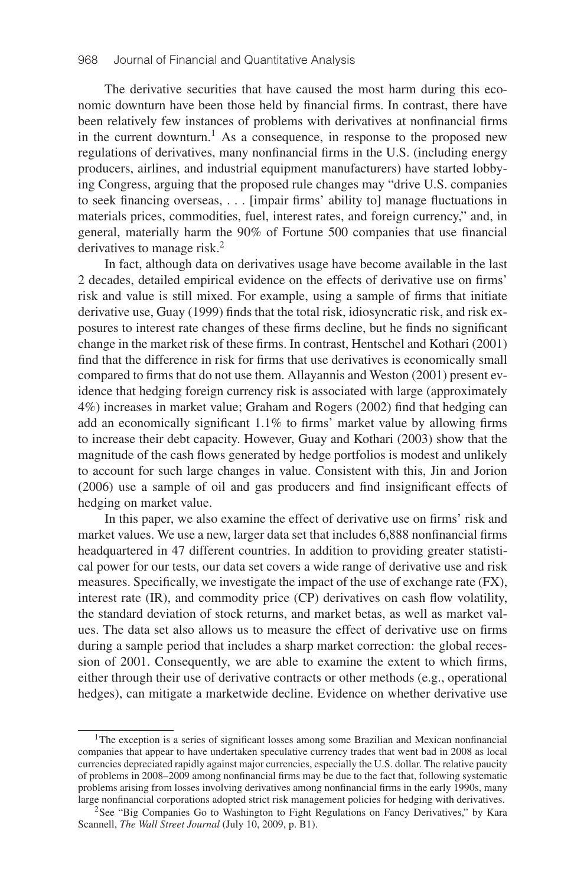The derivative securities that have caused the most harm during this economic downturn have been those held by financial firms. In contrast, there have been relatively few instances of problems with derivatives at nonfinancial firms in the current downturn.[1] As a consequence, in response to the proposed new regulations of derivatives, many nonfinancial firms in the U.S. (including energy producers, airlines, and industrial equipment manufacturers) have started lobbying Congress, arguing that the proposed rule changes may "drive U.S. companies to seek financing overseas, . . . [impair firms' ability to] manage fluctuations in materials prices, commodities, fuel, interest rates, and foreign currency," and, in general, materially harm the 90% of Fortune 500 companies that use financial derivatives to manage risk.[2]

In fact, although data on derivatives usage have become available in the last 2 decades, detailed empirical evidence on the effects of derivative use on firms' risk and value is still mixed. For example, using a sample of firms that initiate derivative use, Guay (1999) finds that the total risk, idiosyncratic risk, and risk exposures to interest rate changes of these firms decline, but he finds no significant change in the market risk of these firms. In contrast, Hentschel and Kothari (2001) find that the difference in risk for firms that use derivatives is economically small compared to firms that do not use them. Allayannis and Weston (2001) present evidence that hedging foreign currency risk is associated with large (approximately 4%) increases in market value; Graham and Rogers (2002) find that hedging can add an economically significant 1.1% to firms' market value by allowing firms to increase their debt capacity. However, Guay and Kothari (2003) show that the magnitude of the cash flows generated by hedge portfolios is modest and unlikely to account for such large changes in value. Consistent with this, Jin and Jorion (2006) use a sample of oil and gas producers and find insignificant effects of hedging on market value.

In this paper, we also examine the effect of derivative use on firms' risk and market values. We use a new, larger data set that includes 6,888 nonfinancial firms headquartered in 47 different countries. In addition to providing greater statistical power for our tests, our data set covers a wide range of derivative use and risk measures. Specifically, we investigate the impact of the use of exchange rate (FX), interest rate (IR), and commodity price (CP) derivatives on cash flow volatility, the standard deviation of stock returns, and market betas, as well as market values. The data set also allows us to measure the effect of derivative use on firms during a sample period that includes a sharp market correction: the global recession of 2001. Consequently, we are able to examine the extent to which firms, either through their use of derivative contracts or other methods (e.g., operational hedges), can mitigate a marketwide decline. Evidence on whether derivative use

[1] The exception is a series of significant losses among some Brazilian and Mexican nonfinancial companies that appear to have undertaken speculative currency trades that went bad in 2008 as local currencies depreciated rapidly against major currencies, especially the U.S. dollar. The relative paucity of problems in 2008–2009 among nonfinancial firms may be due to the fact that, following systematic problems arising from losses involving derivatives among nonfinancial firms in the early 1990s, many large nonfinancial corporations adopted strict risk management policies for hedging with derivatives.

[2] See "Big Companies Go to Washington to Fight Regulations on Fancy Derivatives," by Kara Scannell, *The Wall Street Journal* (July 10, 2009, p. B1).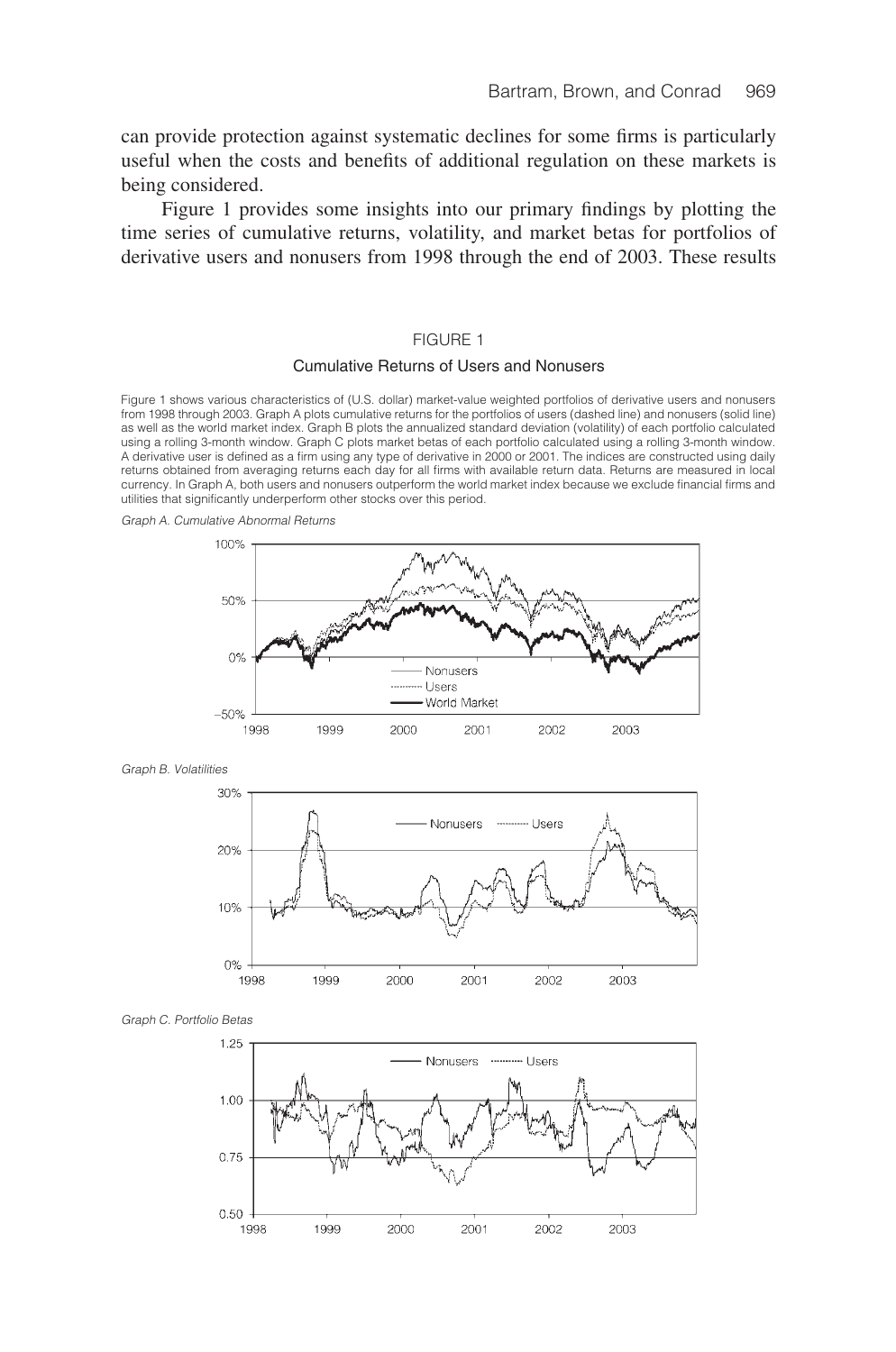can provide protection against systematic declines for some firms is particularly useful when the costs and benefits of additional regulation on these markets is being considered.

Figure 1 provides some insights into our primary findings by plotting the time series of cumulative returns, volatility, and market betas for portfolios of derivative users and nonusers from 1998 through the end of 2003. These results

FIGURE 1

Cumulative Returns of Users and Nonusers

Figure 1 shows various characteristics of (U.S. dollar) market-value weighted portfolios of derivative users and nonusers from 1998 through 2003. Graph A plots cumulative returns for the portfolios of users (dashed line) and nonusers (solid line) as well as the world market index. Graph B plots the annualized standard deviation (volatility) of each portfolio calculated using a rolling 3-month window. Graph C plots market betas of each portfolio calculated using a rolling 3-month window. A derivative user is defined as a firm using any type of derivative in 2000 or 2001. The indices are constructed using daily returns obtained from averaging returns each day for all firms with available return data. Returns are measured in local currency. In Graph A, both users and nonusers outperform the world market index because we exclude financial firms and utilities that significantly underperform other stocks over this period.

*Graph A. Cumulative Abnormal Returns*

*Graph B. Volatilities*

*Graph C. Portfolio Betas*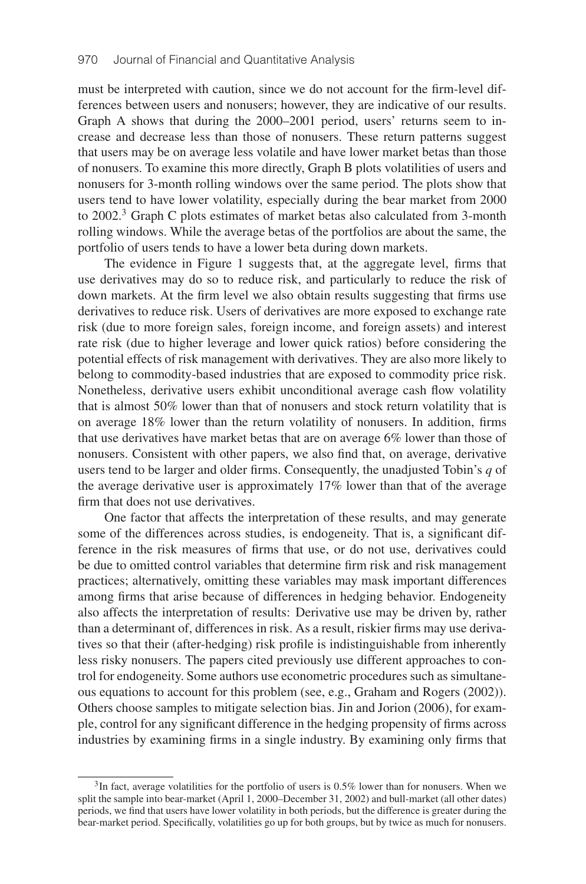must be interpreted with caution, since we do not account for the firm-level differences between users and nonusers; however, they are indicative of our results. Graph A shows that during the 2000–2001 period, users' returns seem to increase and decrease less than those of nonusers. These return patterns suggest that users may be on average less volatile and have lower market betas than those of nonusers. To examine this more directly, Graph B plots volatilities of users and nonusers for 3-month rolling windows over the same period. The plots show that users tend to have lower volatility, especially during the bear market from 2000 to 2002.[3] Graph C plots estimates of market betas also calculated from 3-month rolling windows. While the average betas of the portfolios are about the same, the portfolio of users tends to have a lower beta during down markets.

The evidence in Figure 1 suggests that, at the aggregate level, firms that use derivatives may do so to reduce risk, and particularly to reduce the risk of down markets. At the firm level we also obtain results suggesting that firms use derivatives to reduce risk. Users of derivatives are more exposed to exchange rate risk (due to more foreign sales, foreign income, and foreign assets) and interest rate risk (due to higher leverage and lower quick ratios) before considering the potential effects of risk management with derivatives. They are also more likely to belong to commodity-based industries that are exposed to commodity price risk. Nonetheless, derivative users exhibit unconditional average cash flow volatility that is almost 50% lower than that of nonusers and stock return volatility that is on average 18% lower than the return volatility of nonusers. In addition, firms that use derivatives have market betas that are on average 6% lower than those of nonusers. Consistent with other papers, we also find that, on average, derivative users tend to be larger and older firms. Consequently, the unadjusted Tobin's $q$ of the average derivative user is approximately 17% lower than that of the average firm that does not use derivatives.

One factor that affects the interpretation of these results, and may generate some of the differences across studies, is endogeneity. That is, a significant difference in the risk measures of firms that use, or do not use, derivatives could be due to omitted control variables that determine firm risk and risk management practices; alternatively, omitting these variables may mask important differences among firms that arise because of differences in hedging behavior. Endogeneity also affects the interpretation of results: Derivative use may be driven by, rather than a determinant of, differences in risk. As a result, riskier firms may use derivatives so that their (after-hedging) risk profile is indistinguishable from inherently less risky nonusers. The papers cited previously use different approaches to control for endogeneity. Some authors use econometric procedures such as simultaneous equations to account for this problem (see, e.g., Graham and Rogers (2002)). Others choose samples to mitigate selection bias. Jin and Jorion (2006), for example, control for any significant difference in the hedging propensity of firms across industries by examining firms in a single industry. By examining only firms that

[3]In fact, average volatilities for the portfolio of users is 0.5% lower than for nonusers. When we split the sample into bear-market (April 1, 2000–December 31, 2002) and bull-market (all other dates) periods, we find that users have lower volatility in both periods, but the difference is greater during the bear-market period. Specifically, volatilities go up for both groups, but by twice as much for nonusers.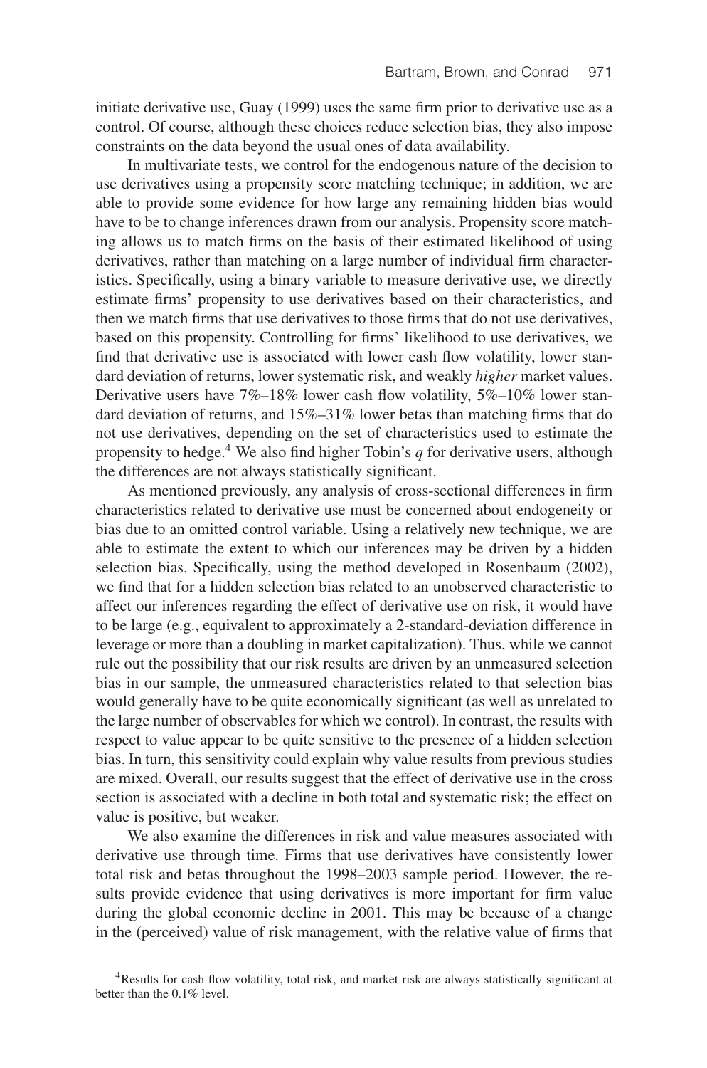initiate derivative use, Guay (1999) uses the same firm prior to derivative use as a control. Of course, although these choices reduce selection bias, they also impose constraints on the data beyond the usual ones of data availability.

In multivariate tests, we control for the endogenous nature of the decision to use derivatives using a propensity score matching technique; in addition, we are able to provide some evidence for how large any remaining hidden bias would have to be to change inferences drawn from our analysis. Propensity score matching allows us to match firms on the basis of their estimated likelihood of using derivatives, rather than matching on a large number of individual firm characteristics. Specifically, using a binary variable to measure derivative use, we directly estimate firms' propensity to use derivatives based on their characteristics, and then we match firms that use derivatives to those firms that do not use derivatives, based on this propensity. Controlling for firms' likelihood to use derivatives, we find that derivative use is associated with lower cash flow volatility, lower standard deviation of returns, lower systematic risk, and weakly *higher* market values. Derivative users have 7%–18% lower cash flow volatility, 5%–10% lower standard deviation of returns, and 15%–31% lower betas than matching firms that do not use derivatives, depending on the set of characteristics used to estimate the propensity to hedge.[4] We also find higher Tobin's $q$ for derivative users, although the differences are not always statistically significant.

As mentioned previously, any analysis of cross-sectional differences in firm characteristics related to derivative use must be concerned about endogeneity or bias due to an omitted control variable. Using a relatively new technique, we are able to estimate the extent to which our inferences may be driven by a hidden selection bias. Specifically, using the method developed in Rosenbaum (2002), we find that for a hidden selection bias related to an unobserved characteristic to affect our inferences regarding the effect of derivative use on risk, it would have to be large (e.g., equivalent to approximately a 2-standard-deviation difference in leverage or more than a doubling in market capitalization). Thus, while we cannot rule out the possibility that our risk results are driven by an unmeasured selection bias in our sample, the unmeasured characteristics related to that selection bias would generally have to be quite economically significant (as well as unrelated to the large number of observables for which we control). In contrast, the results with respect to value appear to be quite sensitive to the presence of a hidden selection bias. In turn, this sensitivity could explain why value results from previous studies are mixed. Overall, our results suggest that the effect of derivative use in the cross section is associated with a decline in both total and systematic risk; the effect on value is positive, but weaker.

We also examine the differences in risk and value measures associated with derivative use through time. Firms that use derivatives have consistently lower total risk and betas throughout the 1998–2003 sample period. However, the results provide evidence that using derivatives is more important for firm value during the global economic decline in 2001. This may be because of a change in the (perceived) value of risk management, with the relative value of firms that

[4]Results for cash flow volatility, total risk, and market risk are always statistically significant at better than the 0.1% level.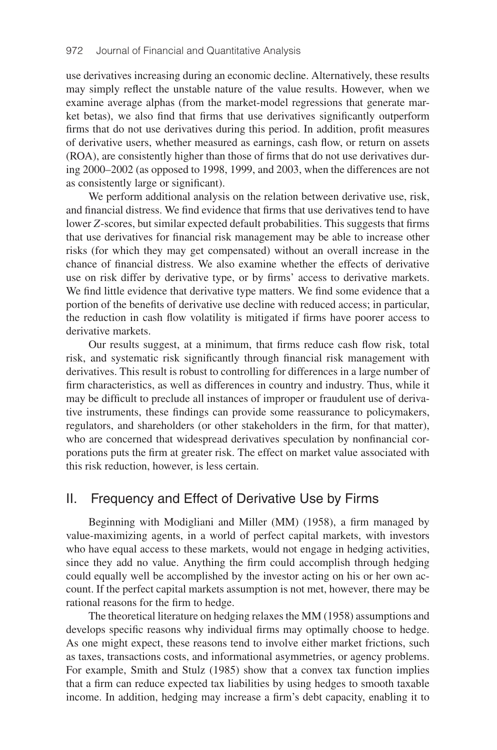use derivatives increasing during an economic decline. Alternatively, these results may simply reflect the unstable nature of the value results. However, when we examine average alphas (from the market-model regressions that generate market betas), we also find that firms that use derivatives significantly outperform firms that do not use derivatives during this period. In addition, profit measures of derivative users, whether measured as earnings, cash flow, or return on assets (ROA), are consistently higher than those of firms that do not use derivatives during 2000–2002 (as opposed to 1998, 1999, and 2003, when the differences are not as consistently large or significant).

We perform additional analysis on the relation between derivative use, risk, and financial distress. We find evidence that firms that use derivatives tend to have lower *Z*-scores, but similar expected default probabilities. This suggests that firms that use derivatives for financial risk management may be able to increase other risks (for which they may get compensated) without an overall increase in the chance of financial distress. We also examine whether the effects of derivative use on risk differ by derivative type, or by firms' access to derivative markets. We find little evidence that derivative type matters. We find some evidence that a portion of the benefits of derivative use decline with reduced access; in particular, the reduction in cash flow volatility is mitigated if firms have poorer access to derivative markets.

Our results suggest, at a minimum, that firms reduce cash flow risk, total risk, and systematic risk significantly through financial risk management with derivatives. This result is robust to controlling for differences in a large number of firm characteristics, as well as differences in country and industry. Thus, while it may be difficult to preclude all instances of improper or fraudulent use of derivative instruments, these findings can provide some reassurance to policymakers, regulators, and shareholders (or other stakeholders in the firm, for that matter), who are concerned that widespread derivatives speculation by nonfinancial corporations puts the firm at greater risk. The effect on market value associated with this risk reduction, however, is less certain.

## II. Frequency and Effect of Derivative Use by Firms

Beginning with Modigliani and Miller (MM) (1958), a firm managed by value-maximizing agents, in a world of perfect capital markets, with investors who have equal access to these markets, would not engage in hedging activities, since they add no value. Anything the firm could accomplish through hedging could equally well be accomplished by the investor acting on his or her own account. If the perfect capital markets assumption is not met, however, there may be rational reasons for the firm to hedge.

The theoretical literature on hedging relaxes the MM (1958) assumptions and develops specific reasons why individual firms may optimally choose to hedge. As one might expect, these reasons tend to involve either market frictions, such as taxes, transactions costs, and informational asymmetries, or agency problems. For example, Smith and Stulz (1985) show that a convex tax function implies that a firm can reduce expected tax liabilities by using hedges to smooth taxable income. In addition, hedging may increase a firm's debt capacity, enabling it to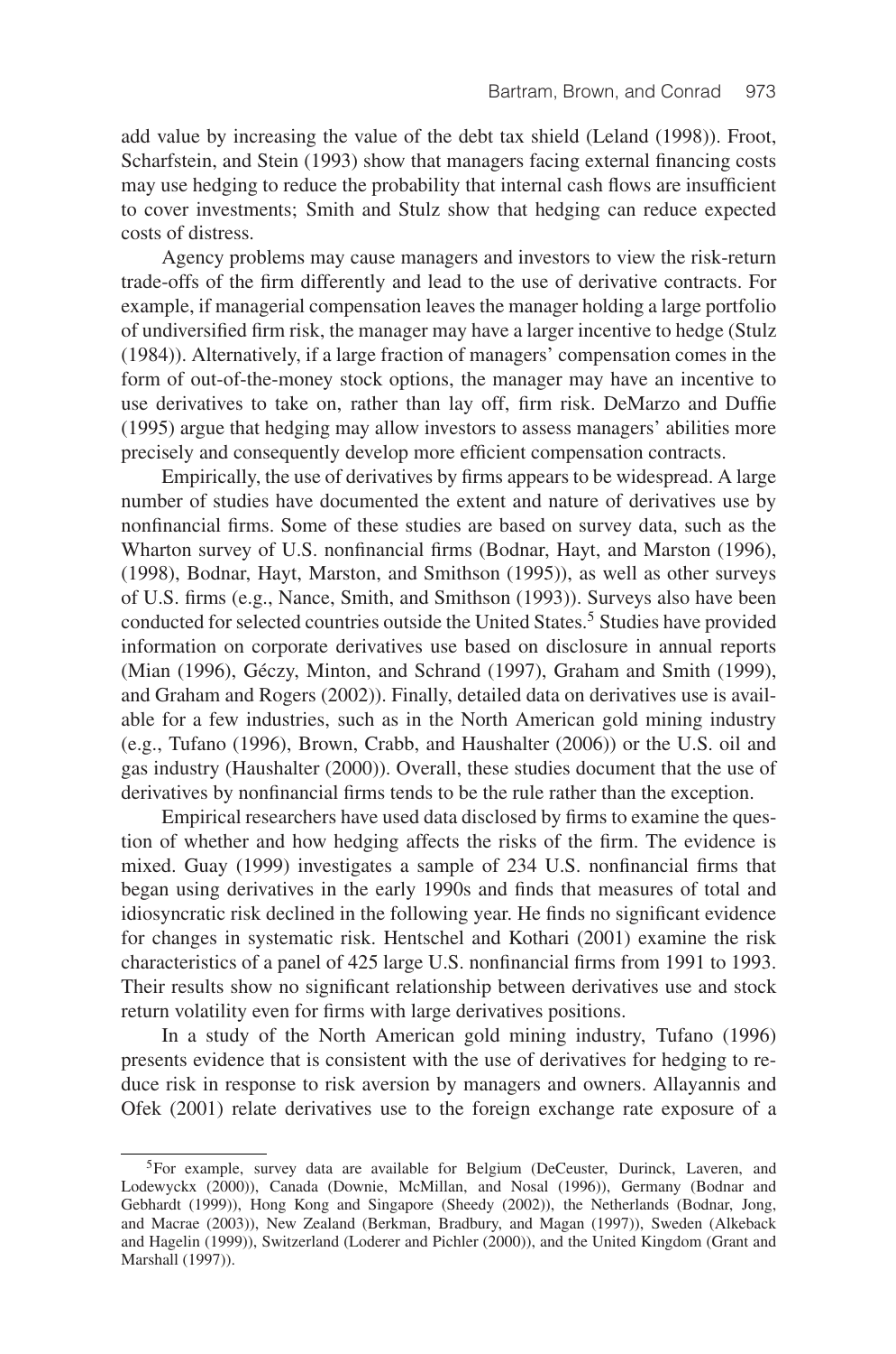add value by increasing the value of the debt tax shield (Leland (1998)). Froot, Scharfstein, and Stein (1993) show that managers facing external financing costs may use hedging to reduce the probability that internal cash flows are insufficient to cover investments; Smith and Stulz show that hedging can reduce expected costs of distress.

Agency problems may cause managers and investors to view the risk-return trade-offs of the firm differently and lead to the use of derivative contracts. For example, if managerial compensation leaves the manager holding a large portfolio of undiversified firm risk, the manager may have a larger incentive to hedge (Stulz (1984)). Alternatively, if a large fraction of managers' compensation comes in the form of out-of-the-money stock options, the manager may have an incentive to use derivatives to take on, rather than lay off, firm risk. DeMarzo and Duffie (1995) argue that hedging may allow investors to assess managers' abilities more precisely and consequently develop more efficient compensation contracts.

Empirically, the use of derivatives by firms appears to be widespread. A large number of studies have documented the extent and nature of derivatives use by nonfinancial firms. Some of these studies are based on survey data, such as the Wharton survey of U.S. nonfinancial firms (Bodnar, Hayt, and Marston (1996), (1998), Bodnar, Hayt, Marston, and Smithson (1995)), as well as other surveys of U.S. firms (e.g., Nance, Smith, and Smithson (1993)). Surveys also have been conducted for selected countries outside the United States.[5] Studies have provided information on corporate derivatives use based on disclosure in annual reports (Mian (1996), Géczy, Minton, and Schrand (1997), Graham and Smith (1999), and Graham and Rogers (2002)). Finally, detailed data on derivatives use is available for a few industries, such as in the North American gold mining industry (e.g., Tufano (1996), Brown, Crabb, and Haushalter (2006)) or the U.S. oil and gas industry (Haushalter (2000)). Overall, these studies document that the use of derivatives by nonfinancial firms tends to be the rule rather than the exception.

Empirical researchers have used data disclosed by firms to examine the question of whether and how hedging affects the risks of the firm. The evidence is mixed. Guay (1999) investigates a sample of 234 U.S. nonfinancial firms that began using derivatives in the early 1990s and finds that measures of total and idiosyncratic risk declined in the following year. He finds no significant evidence for changes in systematic risk. Hentschel and Kothari (2001) examine the risk characteristics of a panel of 425 large U.S. nonfinancial firms from 1991 to 1993. Their results show no significant relationship between derivatives use and stock return volatility even for firms with large derivatives positions.

In a study of the North American gold mining industry, Tufano (1996) presents evidence that is consistent with the use of derivatives for hedging to reduce risk in response to risk aversion by managers and owners. Allayannis and Ofek (2001) relate derivatives use to the foreign exchange rate exposure of a

[5]For example, survey data are available for Belgium (DeCeuster, Durinck, Laveren, and Lodewyckx (2000)), Canada (Downie, McMillan, and Nosal (1996)), Germany (Bodnar and Gebhardt (1999)), Hong Kong and Singapore (Sheedy (2002)), the Netherlands (Bodnar, Jong, and Macrae (2003)), New Zealand (Berkman, Bradbury, and Magan (1997)), Sweden (Alkeback and Hagelin (1999)), Switzerland (Loderer and Pichler (2000)), and the United Kingdom (Grant and Marshall (1997)).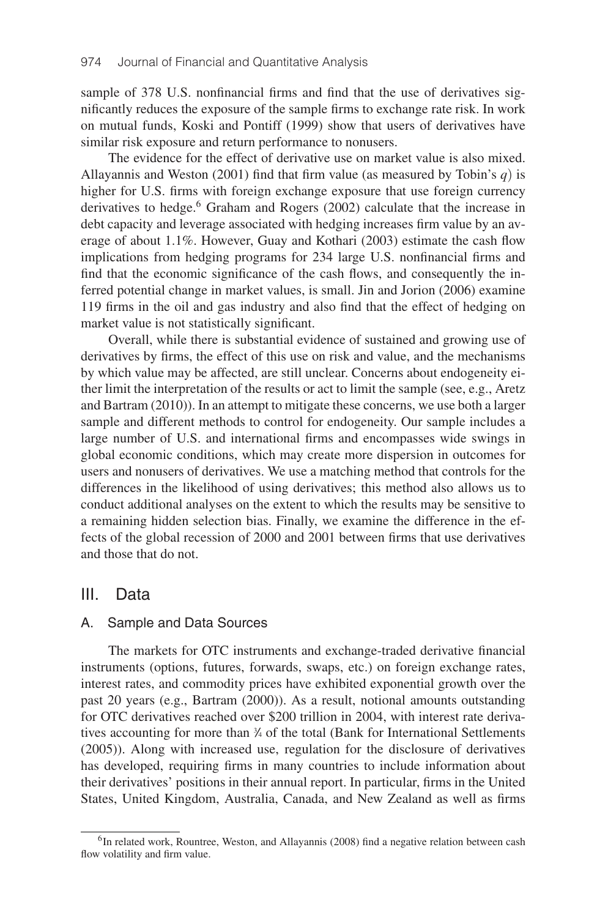sample of 378 U.S. nonfinancial firms and find that the use of derivatives significantly reduces the exposure of the sample firms to exchange rate risk. In work on mutual funds, Koski and Pontiff (1999) show that users of derivatives have similar risk exposure and return performance to nonusers.

The evidence for the effect of derivative use on market value is also mixed. Allayannis and Weston (2001) find that firm value (as measured by Tobin's $q$) is higher for U.S. firms with foreign exchange exposure that use foreign currency derivatives to hedge.[6] Graham and Rogers (2002) calculate that the increase in debt capacity and leverage associated with hedging increases firm value by an average of about 1.1%. However, Guay and Kothari (2003) estimate the cash flow implications from hedging programs for 234 large U.S. nonfinancial firms and find that the economic significance of the cash flows, and consequently the inferred potential change in market values, is small. Jin and Jorion (2006) examine 119 firms in the oil and gas industry and also find that the effect of hedging on market value is not statistically significant.

Overall, while there is substantial evidence of sustained and growing use of derivatives by firms, the effect of this use on risk and value, and the mechanisms by which value may be affected, are still unclear. Concerns about endogeneity either limit the interpretation of the results or act to limit the sample (see, e.g., Aretz and Bartram (2010)). In an attempt to mitigate these concerns, we use both a larger sample and different methods to control for endogeneity. Our sample includes a large number of U.S. and international firms and encompasses wide swings in global economic conditions, which may create more dispersion in outcomes for users and nonusers of derivatives. We use a matching method that controls for the differences in the likelihood of using derivatives; this method also allows us to conduct additional analyses on the extent to which the results may be sensitive to a remaining hidden selection bias. Finally, we examine the difference in the effects of the global recession of 2000 and 2001 between firms that use derivatives and those that do not.

## III. Data

### A. Sample and Data Sources

The markets for OTC instruments and exchange-traded derivative financial instruments (options, futures, forwards, swaps, etc.) on foreign exchange rates, interest rates, and commodity prices have exhibited exponential growth over the past 20 years (e.g., Bartram (2000)). As a result, notional amounts outstanding for OTC derivatives reached over \$200 trillion in 2004, with interest rate derivatives accounting for more than ¾ of the total (Bank for International Settlements (2005)). Along with increased use, regulation for the disclosure of derivatives has developed, requiring firms in many countries to include information about their derivatives' positions in their annual report. In particular, firms in the United States, United Kingdom, Australia, Canada, and New Zealand as well as firms

[6]In related work, Rountree, Weston, and Allayannis (2008) find a negative relation between cash flow volatility and firm value.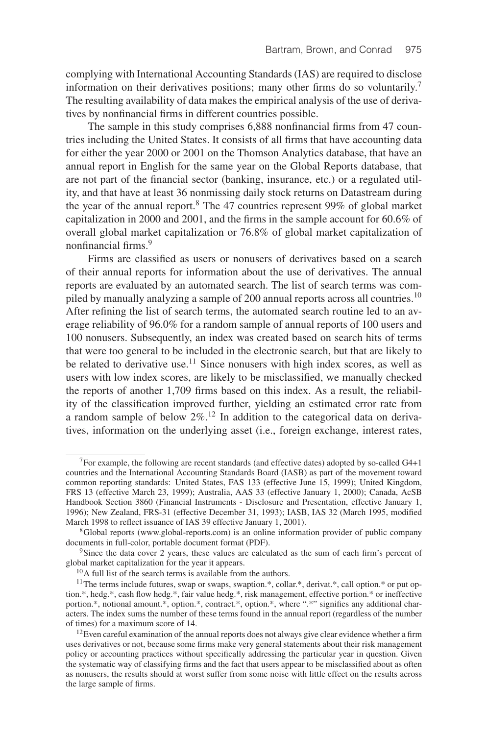complying with International Accounting Standards (IAS) are required to disclose information on their derivatives positions; many other firms do so voluntarily.[7] The resulting availability of data makes the empirical analysis of the use of derivatives by nonfinancial firms in different countries possible.

The sample in this study comprises 6,888 nonfinancial firms from 47 countries including the United States. It consists of all firms that have accounting data for either the year 2000 or 2001 on the Thomson Analytics database, that have an annual report in English for the same year on the Global Reports database, that are not part of the financial sector (banking, insurance, etc.) or a regulated utility, and that have at least 36 nonmissing daily stock returns on Datastream during the year of the annual report.[8] The 47 countries represent 99% of global market capitalization in 2000 and 2001, and the firms in the sample account for 60.6% of overall global market capitalization or 76.8% of global market capitalization of nonfinancial firms.[9]

Firms are classified as users or nonusers of derivatives based on a search of their annual reports for information about the use of derivatives. The annual reports are evaluated by an automated search. The list of search terms was compiled by manually analyzing a sample of 200 annual reports across all countries.[10] After refining the list of search terms, the automated search routine led to an average reliability of 96.0% for a random sample of annual reports of 100 users and 100 nonusers. Subsequently, an index was created based on search hits of terms that were too general to be included in the electronic search, but that are likely to be related to derivative use.[11] Since nonusers with high index scores, as well as users with low index scores, are likely to be misclassified, we manually checked the reports of another 1,709 firms based on this index. As a result, the reliability of the classification improved further, yielding an estimated error rate from a random sample of below 2%.[12] In addition to the categorical data on derivatives, information on the underlying asset (i.e., foreign exchange, interest rates,

[7]For example, the following are recent standards (and effective dates) adopted by so-called G4+1 countries and the International Accounting Standards Board (IASB) as part of the movement toward common reporting standards: United States, FAS 133 (effective June 15, 1999); United Kingdom, FRS 13 (effective March 23, 1999); Australia, AAS 33 (effective January 1, 2000); Canada, AcSB Handbook Section 3860 (Financial Instruments - Disclosure and Presentation, effective January 1, 1996); New Zealand, FRS-31 (effective December 31, 1993); IASB, IAS 32 (March 1995, modified March 1998 to reflect issuance of IAS 39 effective January 1, 2001).

[8]Global reports (www.global-reports.com) is an online information provider of public company documents in full-color, portable document format (PDF).

[9]Since the data cover 2 years, these values are calculated as the sum of each firm's percent of global market capitalization for the year it appears.

[10]A full list of the search terms is available from the authors.

[11]The terms include futures, swap or swaps, swaption.*, collar.*, derivat.*, call option.* or put option.*, hedg.*, cash flow hedg.*, fair value hedg.*, risk management, effective portion.* or ineffective portion.*, notional amount.*, option.*, contract.*, option.*, where ".*" signifies any additional characters. The index sums the number of these terms found in the annual report (regardless of the number of times) for a maximum score of 14.

[12]Even careful examination of the annual reports does not always give clear evidence whether a firm uses derivatives or not, because some firms make very general statements about their risk management policy or accounting practices without specifically addressing the particular year in question. Given the systematic way of classifying firms and the fact that users appear to be misclassified about as often as nonusers, the results should at worst suffer from some noise with little effect on the results across the large sample of firms.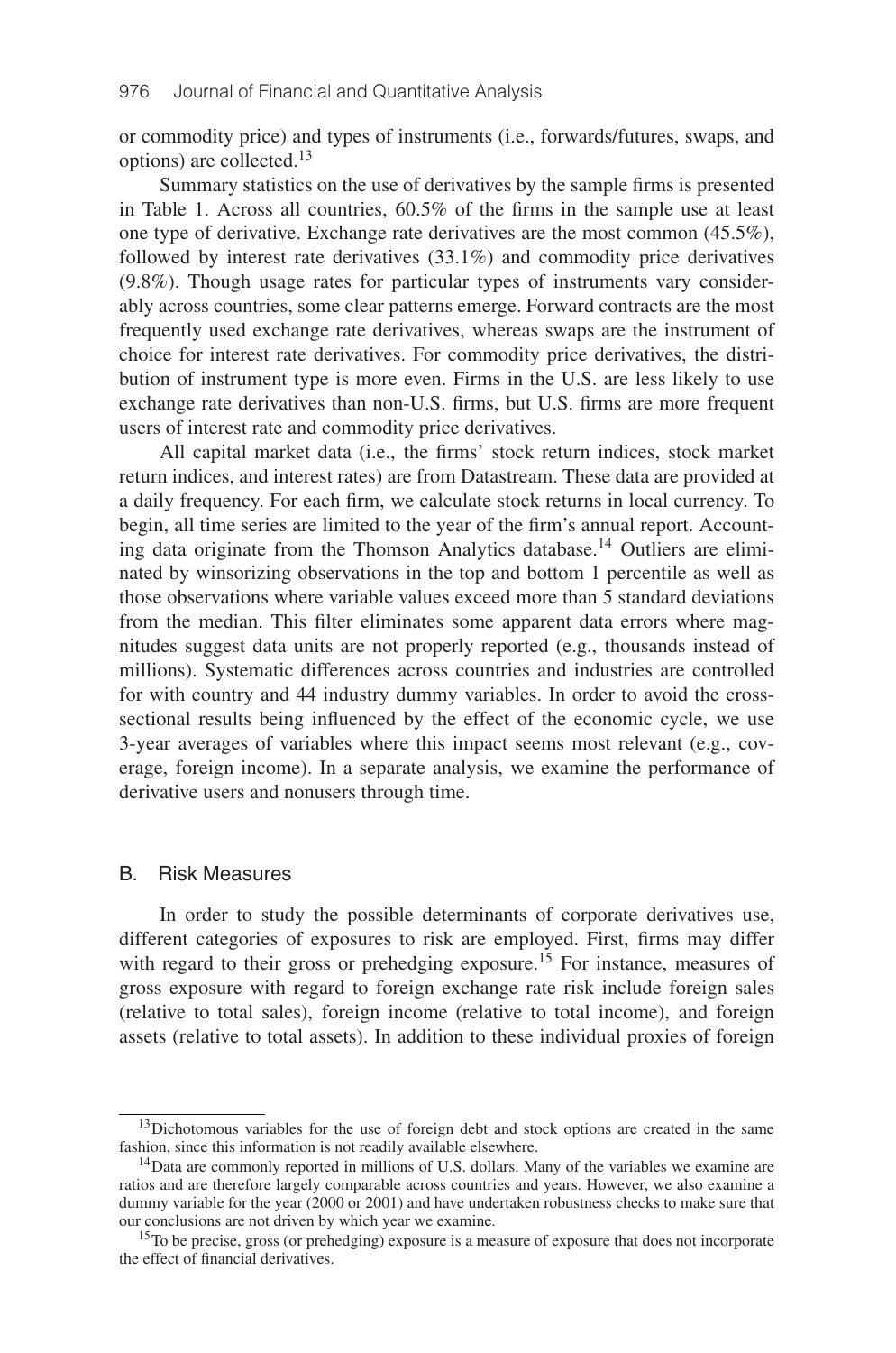or commodity price) and types of instruments (i.e., forwards/futures, swaps, and options) are collected.[13]

Summary statistics on the use of derivatives by the sample firms is presented in Table 1. Across all countries, 60.5% of the firms in the sample use at least one type of derivative. Exchange rate derivatives are the most common (45.5%), followed by interest rate derivatives (33.1%) and commodity price derivatives (9.8%). Though usage rates for particular types of instruments vary considerably across countries, some clear patterns emerge. Forward contracts are the most frequently used exchange rate derivatives, whereas swaps are the instrument of choice for interest rate derivatives. For commodity price derivatives, the distribution of instrument type is more even. Firms in the U.S. are less likely to use exchange rate derivatives than non-U.S. firms, but U.S. firms are more frequent users of interest rate and commodity price derivatives.

All capital market data (i.e., the firms' stock return indices, stock market return indices, and interest rates) are from Datastream. These data are provided at a daily frequency. For each firm, we calculate stock returns in local currency. To begin, all time series are limited to the year of the firm's annual report. Accounting data originate from the Thomson Analytics database.[14] Outliers are eliminated by winsorizing observations in the top and bottom 1 percentile as well as those observations where variable values exceed more than 5 standard deviations from the median. This filter eliminates some apparent data errors where magnitudes suggest data units are not properly reported (e.g., thousands instead of millions). Systematic differences across countries and industries are controlled for with country and 44 industry dummy variables. In order to avoid the cross-sectional results being influenced by the effect of the economic cycle, we use 3-year averages of variables where this impact seems most relevant (e.g., coverage, foreign income). In a separate analysis, we examine the performance of derivative users and nonusers through time.

## B. Risk Measures

In order to study the possible determinants of corporate derivatives use, different categories of exposures to risk are employed. First, firms may differ with regard to their gross or prehedging exposure.[15] For instance, measures of gross exposure with regard to foreign exchange rate risk include foreign sales (relative to total sales), foreign income (relative to total income), and foreign assets (relative to total assets). In addition to these individual proxies of foreign

---

[13] Dichotomous variables for the use of foreign debt and stock options are created in the same fashion, since this information is not readily available elsewhere.

[14] Data are commonly reported in millions of U.S. dollars. Many of the variables we examine are ratios and are therefore largely comparable across countries and years. However, we also examine a dummy variable for the year (2000 or 2001) and have undertaken robustness checks to make sure that our conclusions are not driven by which year we examine.

[15] To be precise, gross (or prehedging) exposure is a measure of exposure that does not incorporate the effect of financial derivatives.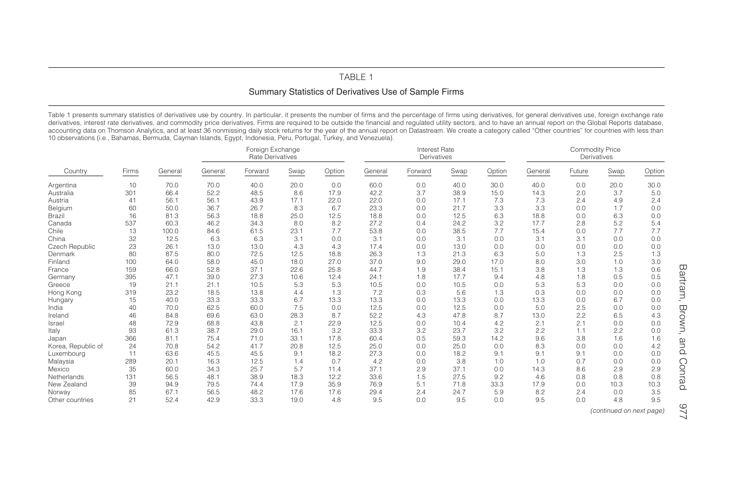## TABLE 1

### Summary Statistics of Derivatives Use of Sample Firms

Table 1 presents summary statistics of derivatives use by country. In particular, it presents the number of firms and the percentage of firms using derivatives, for general derivatives use, foreign exchange rate derivatives, interest rate derivatives, and commodity price derivatives. Firms are required to be outside the financial and regulated utility sectors, and to have an annual report on the Global Reports database, accounting data on Thomson Analytics, and at least 36 nonmissing daily stock returns for the year of the annual report on Datastream. We create a category called "Other countries" for countries with less than 10 observations (i.e., Bahamas, Bermuda, Cayman Islands, Egypt, Indonesia, Peru, Portugal, Turkey, and Venezuela).

| | | | Foreign Exchange Rate Derivatives | | | | Interest Rate Derivatives | | | | Commodity Price Derivatives | | | |
|---|---|---|---|---|---|---|---|---|---|---|---|---|---|---|
| Country | Firms | General | General | Forward | Swap | Option | General | Forward | Swap | Option | General | Future | Swap | Option |
| Argentina | 10 | 70.0 | 70.0 | 40.0 | 20.0 | 0.0 | 60.0 | 0.0 | 40.0 | 30.0 | 40.0 | 0.0 | 20.0 | 30.0 |
| Australia | 301 | 66.4 | 52.2 | 48.5 | 8.6 | 17.9 | 42.2 | 3.7 | 38.9 | 15.0 | 14.3 | 2.0 | 3.7 | 5.0 |
| Austria | 41 | 56.1 | 56.1 | 43.9 | 17.1 | 22.0 | 22.0 | 0.0 | 17.1 | 7.3 | 7.3 | 2.4 | 4.9 | 2.4 |
| Belgium | 60 | 50.0 | 36.7 | 26.7 | 8.3 | 6.7 | 23.3 | 0.0 | 21.7 | 3.3 | 3.3 | 0.0 | 1.7 | 0.0 |
| Brazil | 16 | 81.3 | 56.3 | 18.8 | 25.0 | 12.5 | 18.8 | 0.0 | 12.5 | 6.3 | 18.8 | 0.0 | 6.3 | 0.0 |
| Canada | 537 | 60.3 | 46.2 | 34.3 | 8.0 | 8.2 | 27.2 | 0.4 | 24.2 | 3.2 | 17.7 | 2.8 | 5.2 | 5.4 |
| Chile | 13 | 100.0 | 84.6 | 61.5 | 23.1 | 7.7 | 53.8 | 0.0 | 38.5 | 7.7 | 15.4 | 0.0 | 7.7 | 7.7 |
| China | 32 | 12.5 | 6.3 | 6.3 | 3.1 | 0.0 | 3.1 | 0.0 | 3.1 | 0.0 | 3.1 | 3.1 | 0.0 | 0.0 |
| Czech Republic | 23 | 26.1 | 13.0 | 13.0 | 4.3 | 4.3 | 17.4 | 0.0 | 13.0 | 0.0 | 0.0 | 0.0 | 0.0 | 0.0 |
| Denmark | 80 | 87.5 | 80.0 | 72.5 | 12.5 | 18.8 | 26.3 | 1.3 | 21.3 | 6.3 | 5.0 | 1.3 | 2.5 | 1.3 |
| Finland | 100 | 64.0 | 58.0 | 45.0 | 18.0 | 27.0 | 37.0 | 9.0 | 29.0 | 17.0 | 8.0 | 3.0 | 1.0 | 3.0 |
| France | 159 | 66.0 | 52.8 | 37.1 | 22.6 | 25.8 | 44.7 | 1.9 | 38.4 | 15.1 | 3.8 | 1.3 | 1.3 | 0.6 |
| Germany | 395 | 47.1 | 39.0 | 27.3 | 10.6 | 12.4 | 24.1 | 1.8 | 17.7 | 9.4 | 4.8 | 1.8 | 0.5 | 0.5 |
| Greece | 19 | 21.1 | 21.1 | 10.5 | 5.3 | 5.3 | 10.5 | 0.0 | 10.5 | 0.0 | 5.3 | 5.3 | 0.0 | 0.0 |
| Hong Kong | 319 | 23.2 | 18.5 | 13.8 | 4.4 | 1.3 | 7.2 | 0.3 | 5.6 | 1.3 | 0.3 | 0.0 | 0.0 | 0.0 |
| Hungary | 15 | 40.0 | 33.3 | 33.3 | 6.7 | 13.3 | 13.3 | 0.0 | 13.3 | 0.0 | 13.3 | 0.0 | 6.7 | 0.0 |
| India | 40 | 70.0 | 62.5 | 60.0 | 7.5 | 0.0 | 12.5 | 0.0 | 12.5 | 0.0 | 5.0 | 2.5 | 0.0 | 0.0 |
| Ireland | 46 | 84.8 | 69.6 | 63.0 | 28.3 | 8.7 | 52.2 | 4.3 | 47.8 | 8.7 | 13.0 | 2.2 | 6.5 | 4.3 |
| Israel | 48 | 72.9 | 68.8 | 43.8 | 2.1 | 22.9 | 12.5 | 0.0 | 10.4 | 4.2 | 2.1 | 2.1 | 0.0 | 0.0 |
| Italy | 93 | 61.3 | 38.7 | 29.0 | 16.1 | 3.2 | 33.3 | 3.2 | 23.7 | 3.2 | 2.2 | 1.1 | 2.2 | 0.0 |
| Japan | 366 | 81.1 | 75.4 | 71.0 | 33.1 | 17.8 | 60.4 | 0.5 | 59.3 | 14.2 | 9.6 | 3.8 | 1.6 | 1.6 |
| Korea, Republic of | 24 | 70.8 | 54.2 | 41.7 | 20.8 | 12.5 | 25.0 | 0.0 | 25.0 | 0.0 | 8.3 | 0.0 | 0.0 | 4.2 |
| Luxembourg | 11 | 63.6 | 45.5 | 45.5 | 9.1 | 18.2 | 27.3 | 0.0 | 18.2 | 9.1 | 9.1 | 9.1 | 0.0 | 0.0 |
| Malaysia | 289 | 20.1 | 16.3 | 12.5 | 1.4 | 0.7 | 4.2 | 0.0 | 3.8 | 1.0 | 1.0 | 0.7 | 0.0 | 0.0 |
| Mexico | 35 | 60.0 | 34.3 | 25.7 | 5.7 | 11.4 | 37.1 | 2.9 | 37.1 | 0.0 | 14.3 | 8.6 | 2.9 | 2.9 |
| Netherlands | 131 | 56.5 | 48.1 | 38.9 | 18.3 | 12.2 | 33.6 | 1.5 | 27.5 | 9.2 | 4.6 | 0.8 | 0.8 | 0.8 |
| New Zealand | 39 | 94.9 | 79.5 | 74.4 | 17.9 | 35.9 | 76.9 | 5.1 | 71.8 | 33.3 | 17.9 | 0.0 | 10.3 | 10.3 |
| Norway | 85 | 67.1 | 56.5 | 48.2 | 17.6 | 17.6 | 29.4 | 2.4 | 24.7 | 5.9 | 8.2 | 2.4 | 0.0 | 3.5 |
| Other countries | 21 | 52.4 | 42.9 | 33.3 | 19.0 | 4.8 | 9.5 | 0.0 | 9.5 | 0.0 | 9.5 | 0.0 | 4.8 | 9.5 |

*(continued on next page)*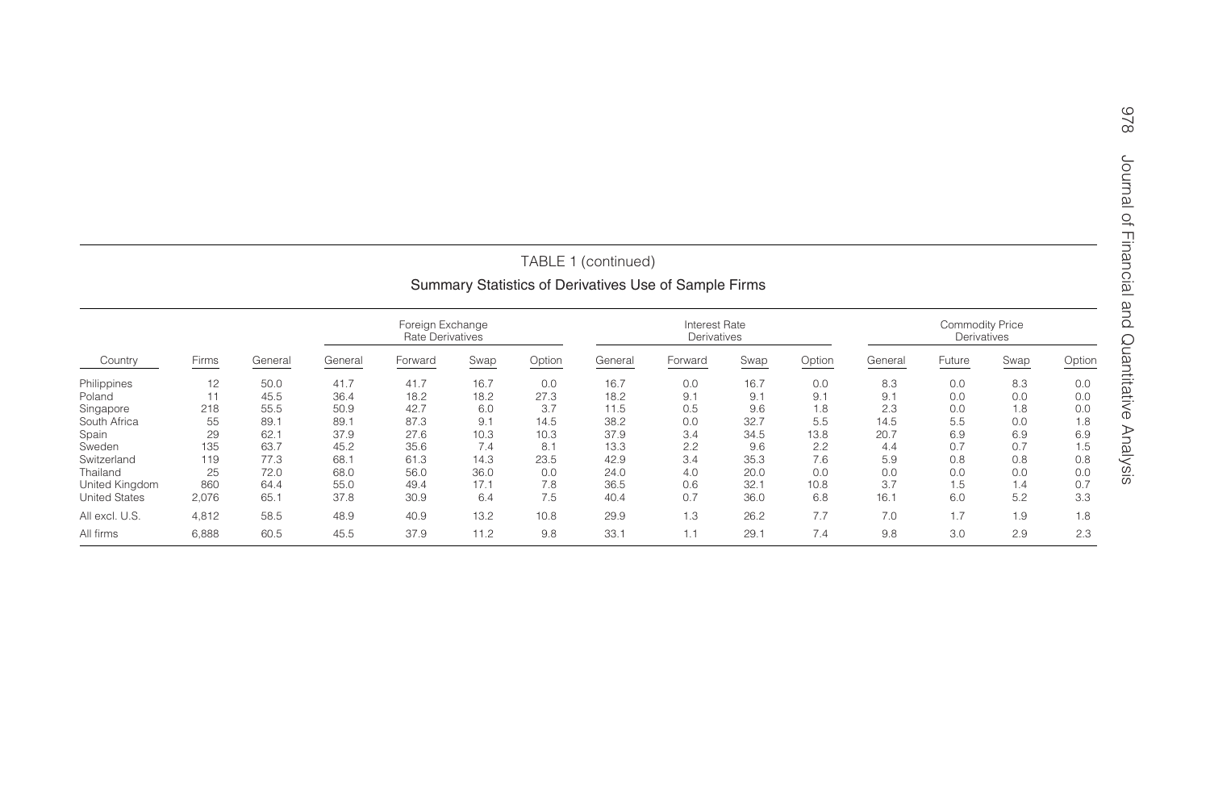TABLE 1 (continued)

Summary Statistics of Derivatives Use of Sample Firms

| Country | Firms | General | Foreign Exchange Rate Derivatives | | | | Interest Rate Derivatives | | | | Commodity Price Derivatives | | | |
|---|---|---|---|---|---|---|---|---|---|---|---|---|---|---|
| | | | General | Forward | Swap | Option | General | Forward | Swap | Option | General | Future | Swap | Option |
| Philippines | 12 | 50.0 | 41.7 | 41.7 | 16.7 | 0.0 | 16.7 | 0.0 | 16.7 | 0.0 | 8.3 | 0.0 | 8.3 | 0.0 |
| Poland | 11 | 45.5 | 36.4 | 18.2 | 18.2 | 27.3 | 18.2 | 9.1 | 9.1 | 9.1 | 9.1 | 0.0 | 0.0 | 0.0 |
| Singapore | 218 | 55.5 | 50.9 | 42.7 | 6.0 | 3.7 | 11.5 | 0.5 | 9.6 | 1.8 | 2.3 | 0.0 | 1.8 | 0.0 |
| South Africa | 55 | 89.1 | 89.1 | 87.3 | 9.1 | 14.5 | 38.2 | 0.0 | 32.7 | 5.5 | 14.5 | 5.5 | 0.0 | 1.8 |
| Spain | 29 | 62.1 | 37.9 | 27.6 | 10.3 | 10.3 | 37.9 | 3.4 | 34.5 | 13.8 | 20.7 | 6.9 | 6.9 | 6.9 |
| Sweden | 135 | 63.7 | 45.2 | 35.6 | 7.4 | 8.1 | 13.3 | 2.2 | 9.6 | 2.2 | 4.4 | 0.7 | 0.7 | 1.5 |
| Switzerland | 119 | 77.3 | 68.1 | 61.3 | 14.3 | 23.5 | 42.9 | 3.4 | 35.3 | 7.6 | 5.9 | 0.8 | 0.8 | 0.8 |
| Thailand | 25 | 72.0 | 68.0 | 56.0 | 36.0 | 0.0 | 24.0 | 4.0 | 20.0 | 0.0 | 0.0 | 0.0 | 0.0 | 0.0 |
| United Kingdom | 860 | 64.4 | 55.0 | 49.4 | 17.1 | 7.8 | 36.5 | 0.6 | 32.1 | 10.8 | 3.7 | 1.5 | 1.4 | 0.7 |
| United States | 2,076 | 65.1 | 37.8 | 30.9 | 6.4 | 7.5 | 40.4 | 0.7 | 36.0 | 6.8 | 16.1 | 6.0 | 5.2 | 3.3 |
| All excl. U.S. | 4,812 | 58.5 | 48.9 | 40.9 | 13.2 | 10.8 | 29.9 | 1.3 | 26.2 | 7.7 | 7.0 | 1.7 | 1.9 | 1.8 |
| All firms | 6,888 | 60.5 | 45.5 | 37.9 | 11.2 | 9.8 | 33.1 | 1.1 | 29.1 | 7.4 | 9.8 | 3.0 | 2.9 | 2.3 |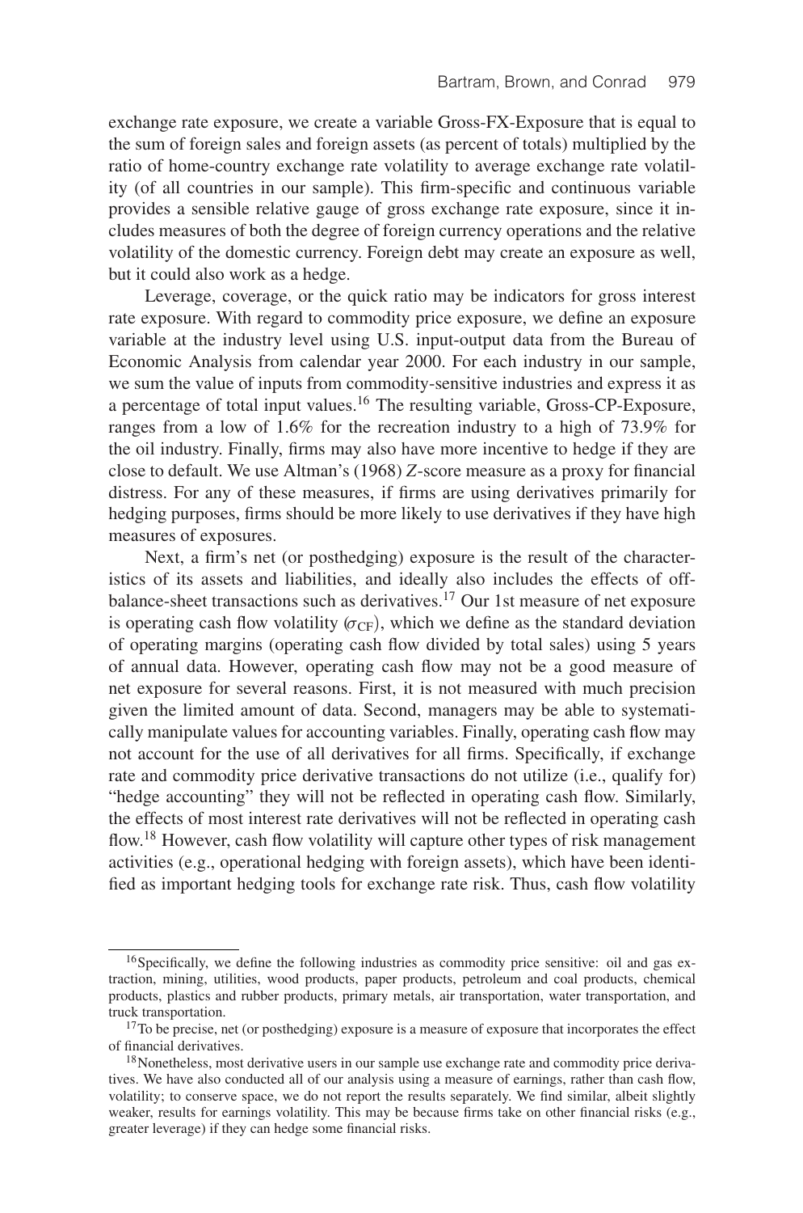exchange rate exposure, we create a variable Gross-FX-Exposure that is equal to the sum of foreign sales and foreign assets (as percent of totals) multiplied by the ratio of home-country exchange rate volatility to average exchange rate volatility (of all countries in our sample). This firm-specific and continuous variable provides a sensible relative gauge of gross exchange rate exposure, since it includes measures of both the degree of foreign currency operations and the relative volatility of the domestic currency. Foreign debt may create an exposure as well, but it could also work as a hedge.

Leverage, coverage, or the quick ratio may be indicators for gross interest rate exposure. With regard to commodity price exposure, we define an exposure variable at the industry level using U.S. input-output data from the Bureau of Economic Analysis from calendar year 2000. For each industry in our sample, we sum the value of inputs from commodity-sensitive industries and express it as a percentage of total input values.[16] The resulting variable, Gross-CP-Exposure, ranges from a low of 1.6% for the recreation industry to a high of 73.9% for the oil industry. Finally, firms may also have more incentive to hedge if they are close to default. We use Altman's (1968) *Z*-score measure as a proxy for financial distress. For any of these measures, if firms are using derivatives primarily for hedging purposes, firms should be more likely to use derivatives if they have high measures of exposures.

Next, a firm's net (or posthedging) exposure is the result of the characteristics of its assets and liabilities, and ideally also includes the effects of off-balance-sheet transactions such as derivatives.[17] Our 1st measure of net exposure is operating cash flow volatility ($\sigma_{\text{CF}}$), which we define as the standard deviation of operating margins (operating cash flow divided by total sales) using 5 years of annual data. However, operating cash flow may not be a good measure of net exposure for several reasons. First, it is not measured with much precision given the limited amount of data. Second, managers may be able to systematically manipulate values for accounting variables. Finally, operating cash flow may not account for the use of all derivatives for all firms. Specifically, if exchange rate and commodity price derivative transactions do not utilize (i.e., qualify for) "hedge accounting" they will not be reflected in operating cash flow. Similarly, the effects of most interest rate derivatives will not be reflected in operating cash flow.[18] However, cash flow volatility will capture other types of risk management activities (e.g., operational hedging with foreign assets), which have been identified as important hedging tools for exchange rate risk. Thus, cash flow volatility

[16] Specifically, we define the following industries as commodity price sensitive: oil and gas extraction, mining, utilities, wood products, paper products, petroleum and coal products, chemical products, plastics and rubber products, primary metals, air transportation, water transportation, and truck transportation.

[17] To be precise, net (or posthedging) exposure is a measure of exposure that incorporates the effect of financial derivatives.

[18] Nonetheless, most derivative users in our sample use exchange rate and commodity price derivatives. We have also conducted all of our analysis using a measure of earnings, rather than cash flow, volatility; to conserve space, we do not report the results separately. We find similar, albeit slightly weaker, results for earnings volatility. This may be because firms take on other financial risks (e.g., greater leverage) if they can hedge some financial risks.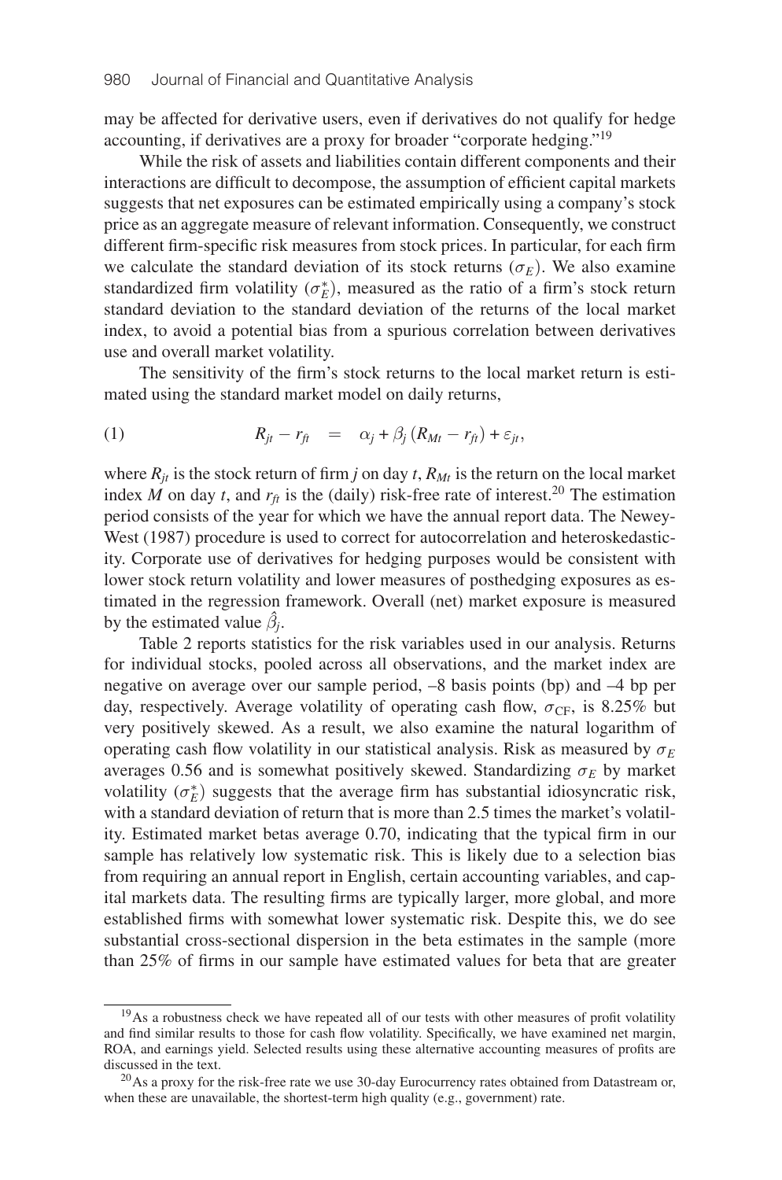may be affected for derivative users, even if derivatives do not qualify for hedge accounting, if derivatives are a proxy for broader "corporate hedging."[19]

While the risk of assets and liabilities contain different components and their interactions are difficult to decompose, the assumption of efficient capital markets suggests that net exposures can be estimated empirically using a company's stock price as an aggregate measure of relevant information. Consequently, we construct different firm-specific risk measures from stock prices. In particular, for each firm we calculate the standard deviation of its stock returns ($\sigma_E$). We also examine standardized firm volatility ($\sigma_E^*$), measured as the ratio of a firm's stock return standard deviation to the standard deviation of the returns of the local market index, to avoid a potential bias from a spurious correlation between derivatives use and overall market volatility.

The sensitivity of the firm's stock returns to the local market return is estimated using the standard market model on daily returns,

$$R_{jt} - r_{ft} \quad = \quad \alpha_j + \beta_j \left( R_{Mt} - r_{ft} \right) + \varepsilon_{jt}, \tag{1}$$

where $R_{jt}$ is the stock return of firm $j$ on day $t$, $R_{Mt}$ is the return on the local market index $M$ on day $t$, and $r_{ft}$ is the (daily) risk-free rate of interest.[20] The estimation period consists of the year for which we have the annual report data. The Newey-West (1987) procedure is used to correct for autocorrelation and heteroskedasticity. Corporate use of derivatives for hedging purposes would be consistent with lower stock return volatility and lower measures of posthedging exposures as estimated in the regression framework. Overall (net) market exposure is measured by the estimated value $\hat{\beta}_j$.

Table 2 reports statistics for the risk variables used in our analysis. Returns for individual stocks, pooled across all observations, and the market index are negative on average over our sample period, –8 basis points (bp) and –4 bp per day, respectively. Average volatility of operating cash flow, $\sigma_{\text{CF}}$, is 8.25% but very positively skewed. As a result, we also examine the natural logarithm of operating cash flow volatility in our statistical analysis. Risk as measured by $\sigma_E$ averages 0.56 and is somewhat positively skewed. Standardizing $\sigma_E$ by market volatility ($\sigma_E^*$) suggests that the average firm has substantial idiosyncratic risk, with a standard deviation of return that is more than 2.5 times the market's volatility. Estimated market betas average 0.70, indicating that the typical firm in our sample has relatively low systematic risk. This is likely due to a selection bias from requiring an annual report in English, certain accounting variables, and capital markets data. The resulting firms are typically larger, more global, and more established firms with somewhat lower systematic risk. Despite this, we do see substantial cross-sectional dispersion in the beta estimates in the sample (more than 25% of firms in our sample have estimated values for beta that are greater

[19] As a robustness check we have repeated all of our tests with other measures of profit volatility and find similar results to those for cash flow volatility. Specifically, we have examined net margin, ROA, and earnings yield. Selected results using these alternative accounting measures of profits are discussed in the text.

[20] As a proxy for the risk-free rate we use 30-day Eurocurrency rates obtained from Datastream or, when these are unavailable, the shortest-term high quality (e.g., government) rate.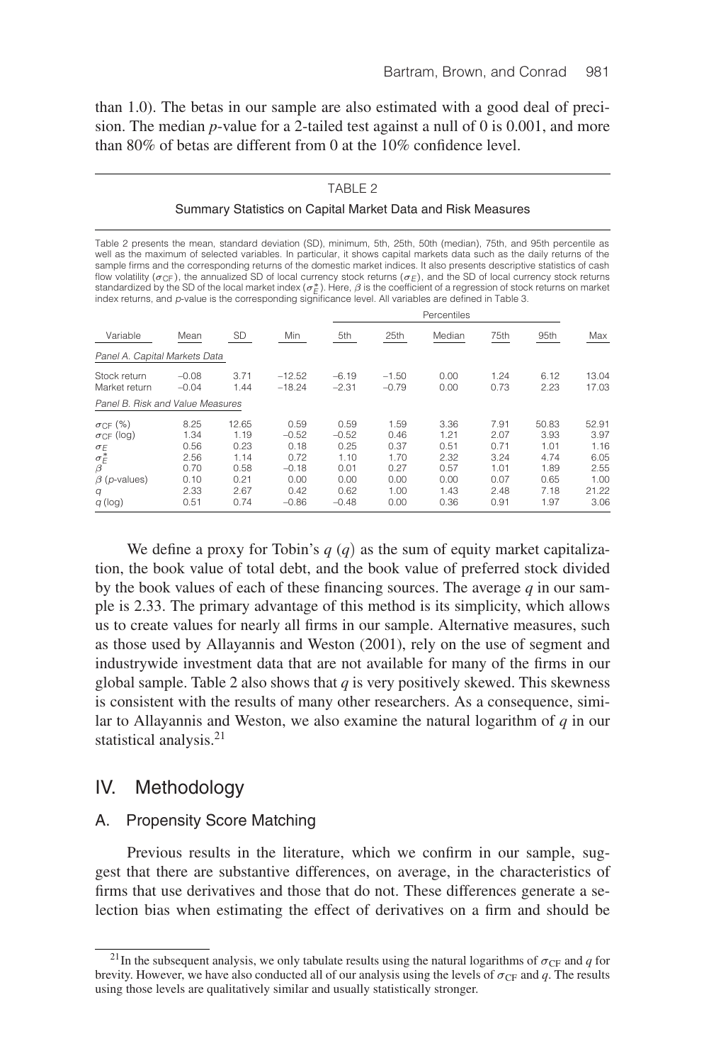than 1.0). The betas in our sample are also estimated with a good deal of precision. The median $p$-value for a 2-tailed test against a null of 0 is 0.001, and more than 80% of betas are different from 0 at the 10% confidence level.

TABLE 2

Summary Statistics on Capital Market Data and Risk Measures

Table 2 presents the mean, standard deviation (SD), minimum, 5th, 25th, 50th (median), 75th, and 95th percentile as well as the maximum of selected variables. In particular, it shows capital markets data such as the daily returns of the sample firms and the corresponding returns of the domestic market indices. It also presents descriptive statistics of cash flow volatility ($\sigma_{CF}$), the annualized SD of local currency stock returns ($\sigma_E$), and the SD of local currency stock returns standardized by the SD of the local market index ($\sigma_E^*$). Here, $\beta$ is the coefficient of a regression of stock returns on market index returns, and $p$-value is the corresponding significance level. All variables are defined in Table 3.

| | | | | Percentiles | | | | | |
|---|---|---|---|---|---|---|---|---|---|
| Variable | Mean | SD | Min | 5th | 25th | Median | 75th | 95th | Max |
| *Panel A. Capital Markets Data* | | | | | | | | | |
| Stock return | −0.08 | 3.71 | −12.52 | −6.19 | −1.50 | 0.00 | 1.24 | 6.12 | 13.04 |
| Market return | −0.04 | 1.44 | −18.24 | −2.31 | −0.79 | 0.00 | 0.73 | 2.23 | 17.03 |
| *Panel B. Risk and Value Measures* | | | | | | | | | |
| $\sigma_{CF}$ (%) | 8.25 | 12.65 | 0.59 | 0.59 | 1.59 | 3.36 | 7.91 | 50.83 | 52.91 |
| $\sigma_{CF}$ (log) | 1.34 | 1.19 | −0.52 | −0.52 | 0.46 | 1.21 | 2.07 | 3.93 | 3.97 |
| $\sigma_E$ | 0.56 | 0.23 | 0.18 | 0.25 | 0.37 | 0.51 | 0.71 | 1.01 | 1.16 |
| $\sigma_E^*$ | 2.56 | 1.14 | 0.72 | 1.10 | 1.70 | 2.32 | 3.24 | 4.74 | 6.05 |
| $\beta$ | 0.70 | 0.58 | −0.18 | 0.01 | 0.27 | 0.57 | 1.01 | 1.89 | 2.55 |
| $\beta$ ($p$-values) | 0.10 | 0.21 | 0.00 | 0.00 | 0.00 | 0.00 | 0.07 | 0.65 | 1.00 |
| $q$ | 2.33 | 2.67 | 0.42 | 0.62 | 1.00 | 1.43 | 2.48 | 7.18 | 21.22 |
| $q$ (log) | 0.51 | 0.74 | −0.86 | −0.48 | 0.00 | 0.36 | 0.91 | 1.97 | 3.06 |

We define a proxy for Tobin's $q$ ($q$) as the sum of equity market capitalization, the book value of total debt, and the book value of preferred stock divided by the book values of each of these financing sources. The average $q$ in our sample is 2.33. The primary advantage of this method is its simplicity, which allows us to create values for nearly all firms in our sample. Alternative measures, such as those used by Allayannis and Weston (2001), rely on the use of segment and industrywide investment data that are not available for many of the firms in our global sample. Table 2 also shows that $q$ is very positively skewed. This skewness is consistent with the results of many other researchers. As a consequence, similar to Allayannis and Weston, we also examine the natural logarithm of $q$ in our statistical analysis.[21]

## IV. Methodology

### A. Propensity Score Matching

Previous results in the literature, which we confirm in our sample, suggest that there are substantive differences, on average, in the characteristics of firms that use derivatives and those that do not. These differences generate a selection bias when estimating the effect of derivatives on a firm and should be

[21] In the subsequent analysis, we only tabulate results using the natural logarithms of $\sigma_{CF}$ and $q$ for brevity. However, we have also conducted all of our analysis using the levels of $\sigma_{CF}$ and $q$. The results using those levels are qualitatively similar and usually statistically stronger.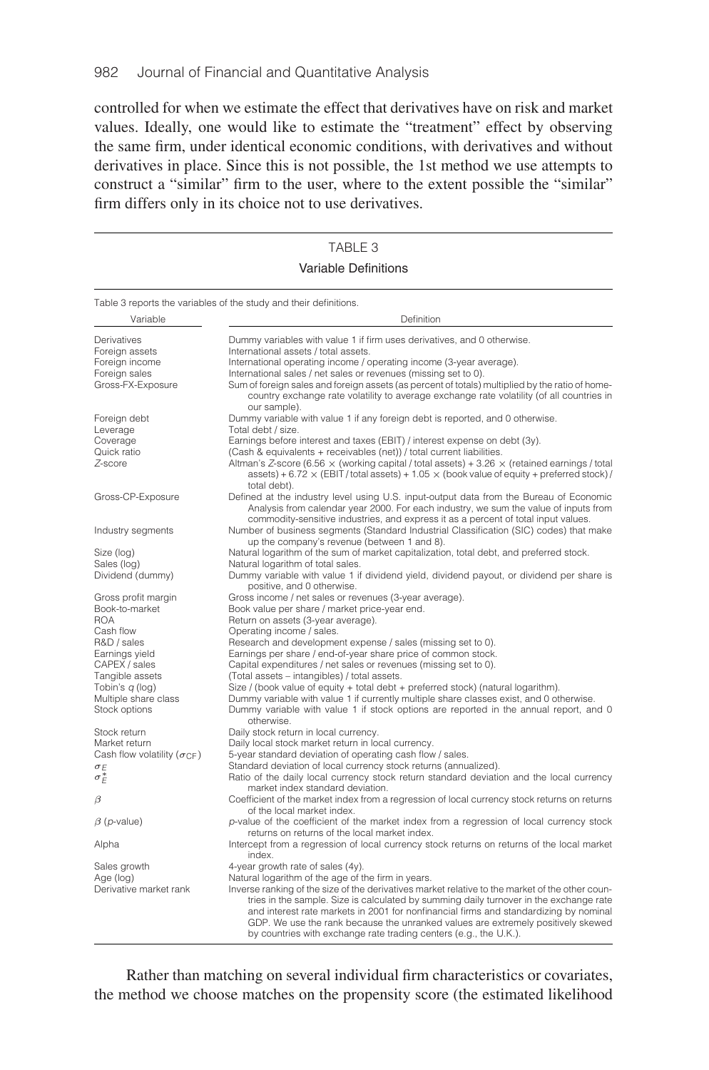controlled for when we estimate the effect that derivatives have on risk and market values. Ideally, one would like to estimate the "treatment" effect by observing the same firm, under identical economic conditions, with derivatives and without derivatives in place. Since this is not possible, the 1st method we use attempts to construct a "similar" firm to the user, where to the extent possible the "similar" firm differs only in its choice not to use derivatives.

TABLE 3

Variable Definitions

Table 3 reports the variables of the study and their definitions.

| Variable | Definition |
|---|---|
| Derivatives | Dummy variables with value 1 if firm uses derivatives, and 0 otherwise. |
| Foreign assets | International assets / total assets. |
| Foreign income | International operating income / operating income (3-year average). |
| Foreign sales | International sales / net sales or revenues (missing set to 0). |
| Gross-FX-Exposure | Sum of foreign sales and foreign assets (as percent of totals) multiplied by the ratio of home-country exchange rate volatility to average exchange rate volatility (of all countries in our sample). |
| Foreign debt | Dummy variable with value 1 if any foreign debt is reported, and 0 otherwise. |
| Leverage | Total debt / size. |
| Coverage | Earnings before interest and taxes (EBIT) / interest expense on debt (3y). |
| Quick ratio | (Cash & equivalents + receivables (net)) / total current liabilities. |
| Z-score | Altman's Z-score (6.56 × (working capital / total assets) + 3.26 × (retained earnings / total assets) + 6.72 × (EBIT / total assets) + 1.05 × (book value of equity + preferred stock) / total debt). |
| Gross-CP-Exposure | Defined at the industry level using U.S. input-output data from the Bureau of Economic Analysis from calendar year 2000. For each industry, we sum the value of inputs from commodity-sensitive industries, and express it as a percent of total input values. |
| Industry segments | Number of business segments (Standard Industrial Classification (SIC) codes) that make up the company's revenue (between 1 and 8). |
| Size (log) | Natural logarithm of the sum of market capitalization, total debt, and preferred stock. |
| Sales (log) | Natural logarithm of total sales. |
| Dividend (dummy) | Dummy variable with value 1 if dividend yield, dividend payout, or dividend per share is positive, and 0 otherwise. |
| Gross profit margin | Gross income / net sales or revenues (3-year average). |
| Book-to-market | Book value per share / market price-year end. |
| ROA | Return on assets (3-year average). |
| Cash flow | Operating income / sales. |
| R&D / sales | Research and development expense / sales (missing set to 0). |
| Earnings yield | Earnings per share / end-of-year share price of common stock. |
| CAPEX / sales | Capital expenditures / net sales or revenues (missing set to 0). |
| Tangible assets | (Total assets − intangibles) / total assets. |
| Tobin's $q$ (log) | Size / (book value of equity + total debt + preferred stock) (natural logarithm). |
| Multiple share class | Dummy variable with value 1 if currently multiple share classes exist, and 0 otherwise. |
| Stock options | Dummy variable with value 1 if stock options are reported in the annual report, and 0 otherwise. |
| Stock return | Daily stock return in local currency. |
| Market return | Daily local stock market return in local currency. |
| Cash flow volatility ($\sigma_{CF}$) | 5-year standard deviation of operating cash flow / sales. |
| $\sigma_E$ | Standard deviation of local currency stock returns (annualized). |
| $\sigma_E^*$ | Ratio of the daily local currency stock return standard deviation and the local currency market index standard deviation. |
| $\beta$ | Coefficient of the market index from a regression of local currency stock returns on returns of the local market index. |
| $\beta$ ($p$-value) | $p$-value of the coefficient of the market index from a regression of local currency stock returns on returns of the local market index. |
| Alpha | Intercept from a regression of local currency stock returns on returns of the local market index. |
| Sales growth | 4-year growth rate of sales (4y). |
| Age (log) | Natural logarithm of the age of the firm in years. |
| Derivative market rank | Inverse ranking of the size of the derivatives market relative to the market of the other countries in the sample. Size is calculated by summing daily turnover in the exchange rate and interest rate markets in 2001 for nonfinancial firms and standardizing by nominal GDP. We use the rank because the unranked values are extremely positively skewed by countries with exchange rate trading centers (e.g., the U.K.). |

Rather than matching on several individual firm characteristics or covariates, the method we choose matches on the propensity score (the estimated likelihood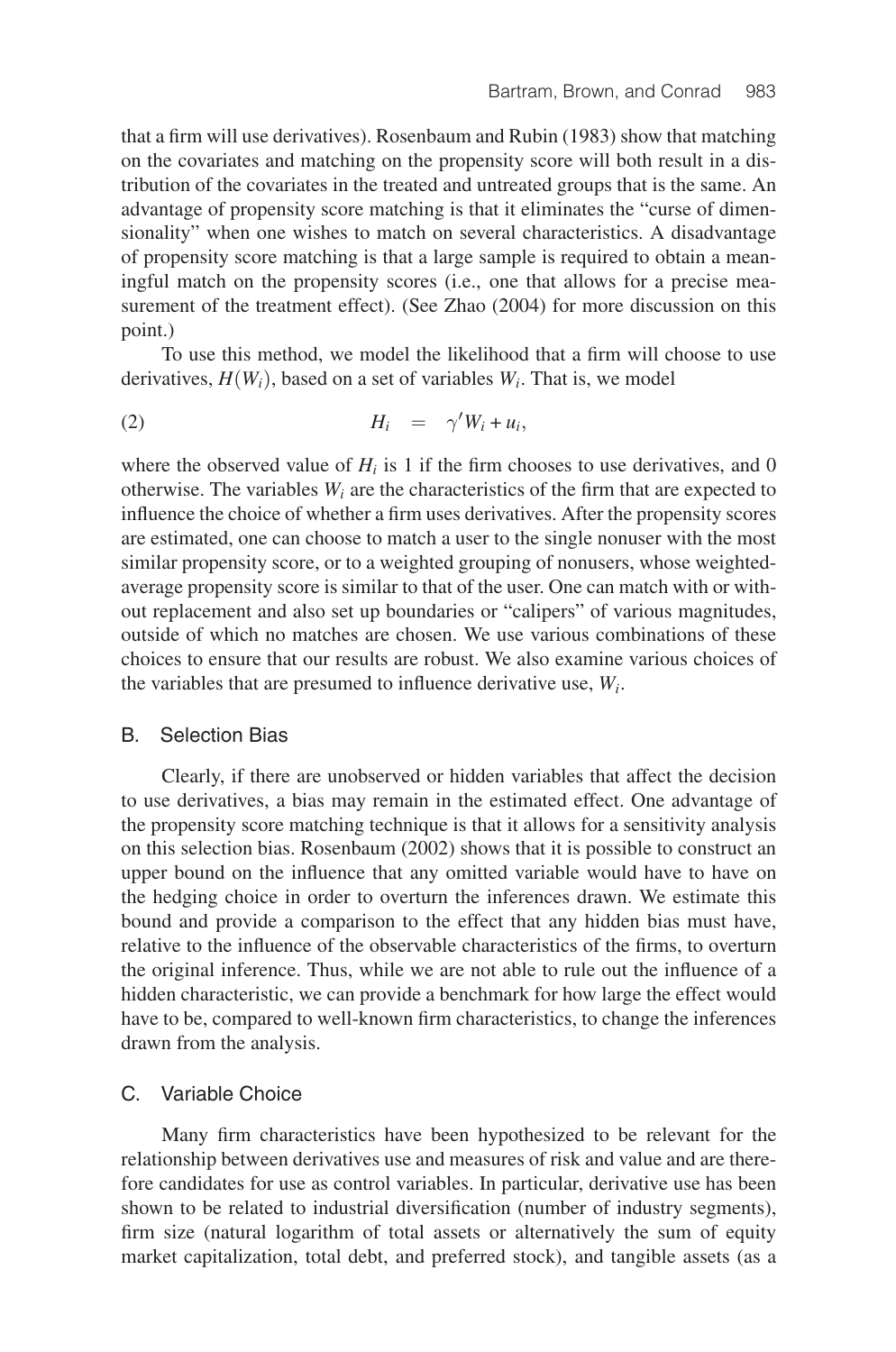that a firm will use derivatives). Rosenbaum and Rubin (1983) show that matching on the covariates and matching on the propensity score will both result in a distribution of the covariates in the treated and untreated groups that is the same. An advantage of propensity score matching is that it eliminates the "curse of dimensionality" when one wishes to match on several characteristics. A disadvantage of propensity score matching is that a large sample is required to obtain a meaningful match on the propensity scores (i.e., one that allows for a precise measurement of the treatment effect). (See Zhao (2004) for more discussion on this point.)

To use this method, we model the likelihood that a firm will choose to use derivatives, $H(W_i)$, based on a set of variables $W_i$. That is, we model

$$H_i \quad = \quad \gamma' W_i + u_i, \tag{2}$$

where the observed value of $H_i$ is 1 if the firm chooses to use derivatives, and 0 otherwise. The variables $W_i$ are the characteristics of the firm that are expected to influence the choice of whether a firm uses derivatives. After the propensity scores are estimated, one can choose to match a user to the single nonuser with the most similar propensity score, or to a weighted grouping of nonusers, whose weighted-average propensity score is similar to that of the user. One can match with or without replacement and also set up boundaries or "calipers" of various magnitudes, outside of which no matches are chosen. We use various combinations of these choices to ensure that our results are robust. We also examine various choices of the variables that are presumed to influence derivative use, $W_i$.

## B. Selection Bias

Clearly, if there are unobserved or hidden variables that affect the decision to use derivatives, a bias may remain in the estimated effect. One advantage of the propensity score matching technique is that it allows for a sensitivity analysis on this selection bias. Rosenbaum (2002) shows that it is possible to construct an upper bound on the influence that any omitted variable would have to have on the hedging choice in order to overturn the inferences drawn. We estimate this bound and provide a comparison to the effect that any hidden bias must have, relative to the influence of the observable characteristics of the firms, to overturn the original inference. Thus, while we are not able to rule out the influence of a hidden characteristic, we can provide a benchmark for how large the effect would have to be, compared to well-known firm characteristics, to change the inferences drawn from the analysis.

## C. Variable Choice

Many firm characteristics have been hypothesized to be relevant for the relationship between derivatives use and measures of risk and value and are therefore candidates for use as control variables. In particular, derivative use has been shown to be related to industrial diversification (number of industry segments), firm size (natural logarithm of total assets or alternatively the sum of equity market capitalization, total debt, and preferred stock), and tangible assets (as a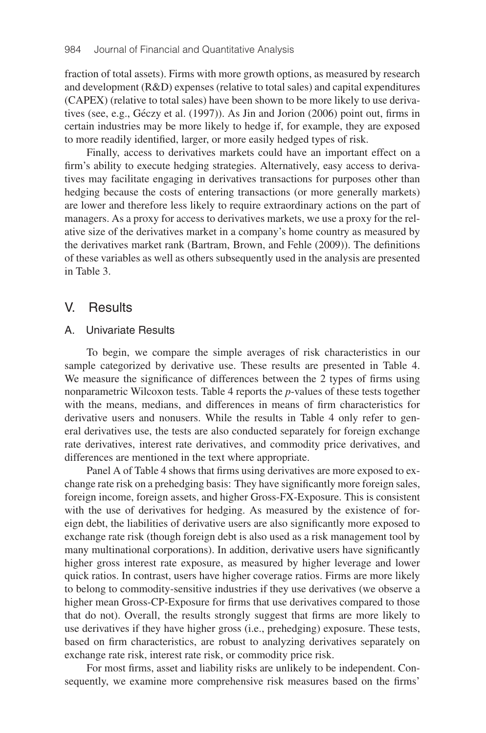fraction of total assets). Firms with more growth options, as measured by research and development (R&D) expenses (relative to total sales) and capital expenditures (CAPEX) (relative to total sales) have been shown to be more likely to use derivatives (see, e.g., Géczy et al. (1997)). As Jin and Jorion (2006) point out, firms in certain industries may be more likely to hedge if, for example, they are exposed to more readily identified, larger, or more easily hedged types of risk.

Finally, access to derivatives markets could have an important effect on a firm's ability to execute hedging strategies. Alternatively, easy access to derivatives may facilitate engaging in derivatives transactions for purposes other than hedging because the costs of entering transactions (or more generally markets) are lower and therefore less likely to require extraordinary actions on the part of managers. As a proxy for access to derivatives markets, we use a proxy for the relative size of the derivatives market in a company's home country as measured by the derivatives market rank (Bartram, Brown, and Fehle (2009)). The definitions of these variables as well as others subsequently used in the analysis are presented in Table 3.

## V. Results

### A. Univariate Results

To begin, we compare the simple averages of risk characteristics in our sample categorized by derivative use. These results are presented in Table 4. We measure the significance of differences between the 2 types of firms using nonparametric Wilcoxon tests. Table 4 reports the *p*-values of these tests together with the means, medians, and differences in means of firm characteristics for derivative users and nonusers. While the results in Table 4 only refer to general derivatives use, the tests are also conducted separately for foreign exchange rate derivatives, interest rate derivatives, and commodity price derivatives, and differences are mentioned in the text where appropriate.

Panel A of Table 4 shows that firms using derivatives are more exposed to exchange rate risk on a prehedging basis: They have significantly more foreign sales, foreign income, foreign assets, and higher Gross-FX-Exposure. This is consistent with the use of derivatives for hedging. As measured by the existence of foreign debt, the liabilities of derivative users are also significantly more exposed to exchange rate risk (though foreign debt is also used as a risk management tool by many multinational corporations). In addition, derivative users have significantly higher gross interest rate exposure, as measured by higher leverage and lower quick ratios. In contrast, users have higher coverage ratios. Firms are more likely to belong to commodity-sensitive industries if they use derivatives (we observe a higher mean Gross-CP-Exposure for firms that use derivatives compared to those that do not). Overall, the results strongly suggest that firms are more likely to use derivatives if they have higher gross (i.e., prehedging) exposure. These tests, based on firm characteristics, are robust to analyzing derivatives separately on exchange rate risk, interest rate risk, or commodity price risk.

For most firms, asset and liability risks are unlikely to be independent. Consequently, we examine more comprehensive risk measures based on the firms'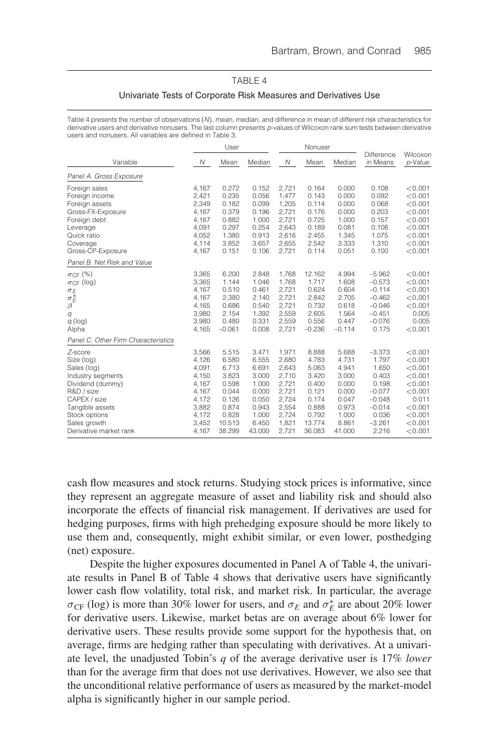TABLE 4

Univariate Tests of Corporate Risk Measures and Derivatives Use

Table 4 presents the number of observations (*N*), mean, median, and difference in mean of different risk characteristics for derivative users and derivative nonusers. The last column presents *p*-values of Wilcoxon rank sum tests between derivative users and nonusers. All variables are defined in Table 3.

| Variable | User | | | Nonuser | | | Difference in Means | Wilcoxon *p*-Value |
|---|---|---|---|---|---|---|---|---|
| | *N* | Mean | Median | *N* | Mean | Median | | |
| *Panel A. Gross Exposure* | | | | | | | | |
| Foreign sales | 4,167 | 0.272 | 0.152 | 2,721 | 0.164 | 0.000 | 0.108 | <0.001 |
| Foreign income | 2,421 | 0.235 | 0.056 | 1,477 | 0.143 | 0.000 | 0.092 | <0.001 |
| Foreign assets | 2,349 | 0.182 | 0.099 | 1,205 | 0.114 | 0.000 | 0.068 | <0.001 |
| Gross-FX-Exposure | 4,167 | 0.379 | 0.196 | 2,721 | 0.176 | 0.000 | 0.203 | <0.001 |
| Foreign debt | 4,167 | 0.882 | 1.000 | 2,721 | 0.725 | 1.000 | 0.157 | <0.001 |
| Leverage | 4,091 | 0.297 | 0.254 | 2,643 | 0.189 | 0.081 | 0.108 | <0.001 |
| Quick ratio | 4,052 | 1.380 | 0.913 | 2,616 | 2.455 | 1.345 | 1.075 | <0.001 |
| Coverage | 4,114 | 3.852 | 3.657 | 2,655 | 2.542 | 3.333 | 1.310 | <0.001 |
| Gross-CP-Exposure | 4,167 | 0.151 | 0.106 | 2,721 | 0.114 | 0.051 | 0.100 | <0.001 |
| *Panel B. Net Risk and Value* | | | | | | | | |
| $\sigma_{CF}$ (%) | 3,365 | 6.200 | 2.848 | 1,768 | 12.162 | 4.994 | −5.962 | <0.001 |
| $\sigma_{CF}$ (log) | 3,365 | 1.144 | 1.046 | 1,768 | 1.717 | 1.608 | −0.573 | <0.001 |
| $\sigma_E$ | 4,167 | 0.510 | 0.461 | 2,721 | 0.624 | 0.604 | −0.114 | <0.001 |
| $\sigma_E^*$ | 4,167 | 2.380 | 2.140 | 2,721 | 2.842 | 2.705 | −0.462 | <0.001 |
| $\beta$ | 4,165 | 0.686 | 0.540 | 2,721 | 0.732 | 0.618 | −0.046 | <0.001 |
| $q$ | 3,980 | 2.154 | 1.392 | 2,559 | 2.605 | 1.564 | −0.451 | 0.005 |
| $q$ (log) | 3,980 | 0.480 | 0.331 | 2,559 | 0.556 | 0.447 | −0.076 | 0.005 |
| Alpha | 4,165 | −0.061 | 0.008 | 2,721 | −0.236 | −0.114 | 0.175 | <0.001 |
| *Panel C. Other Firm Characteristics* | | | | | | | | |
| Z-score | 3,566 | 5.515 | 3.471 | 1,971 | 8.888 | 5.688 | −3.373 | <0.001 |
| Size (log) | 4,126 | 6.580 | 6.555 | 2,680 | 4.783 | 4.731 | 1.797 | <0.001 |
| Sales (log) | 4,091 | 6.713 | 6.691 | 2,643 | 5.063 | 4.941 | 1.650 | <0.001 |
| Industry segments | 4,150 | 3.823 | 3.000 | 2,710 | 3.420 | 3.000 | 0.403 | <0.001 |
| Dividend (dummy) | 4,167 | 0.598 | 1.000 | 2,721 | 0.400 | 0.000 | 0.198 | <0.001 |
| R&D / size | 4,167 | 0.044 | 0.000 | 2,721 | 0.121 | 0.000 | −0.077 | <0.001 |
| CAPEX / size | 4,172 | 0.126 | 0.050 | 2,724 | 0.174 | 0.047 | −0.048 | 0.011 |
| Tangible assets | 3,882 | 0.874 | 0.943 | 2,554 | 0.888 | 0.973 | −0.014 | <0.001 |
| Stock options | 4,172 | 0.828 | 1.000 | 2,724 | 0.792 | 1.000 | 0.036 | <0.001 |
| Sales growth | 3,452 | 10.513 | 6.450 | 1,821 | 13.774 | 8.861 | −3.261 | <0.001 |
| Derivative market rank | 4,167 | 38.299 | 43.000 | 2,721 | 36.083 | 41.000 | 2.216 | <0.001 |

cash flow measures and stock returns. Studying stock prices is informative, since they represent an aggregate measure of asset and liability risk and should also incorporate the effects of financial risk management. If derivatives are used for hedging purposes, firms with high prehedging exposure should be more likely to use them and, consequently, might exhibit similar, or even lower, posthedging (net) exposure.

Despite the higher exposures documented in Panel A of Table 4, the univariate results in Panel B of Table 4 shows that derivative users have significantly lower cash flow volatility, total risk, and market risk. In particular, the average $\sigma_{CF}$ (log) is more than 30% lower for users, and $\sigma_E$ and $\sigma_E^*$ are about 20% lower for derivative users. Likewise, market betas are on average about 6% lower for derivative users. These results provide some support for the hypothesis that, on average, firms are hedging rather than speculating with derivatives. At a univariate level, the unadjusted Tobin's $q$ of the average derivative user is 17% *lower* than for the average firm that does not use derivatives. However, we also see that the unconditional relative performance of users as measured by the market-model alpha is significantly higher in our sample period.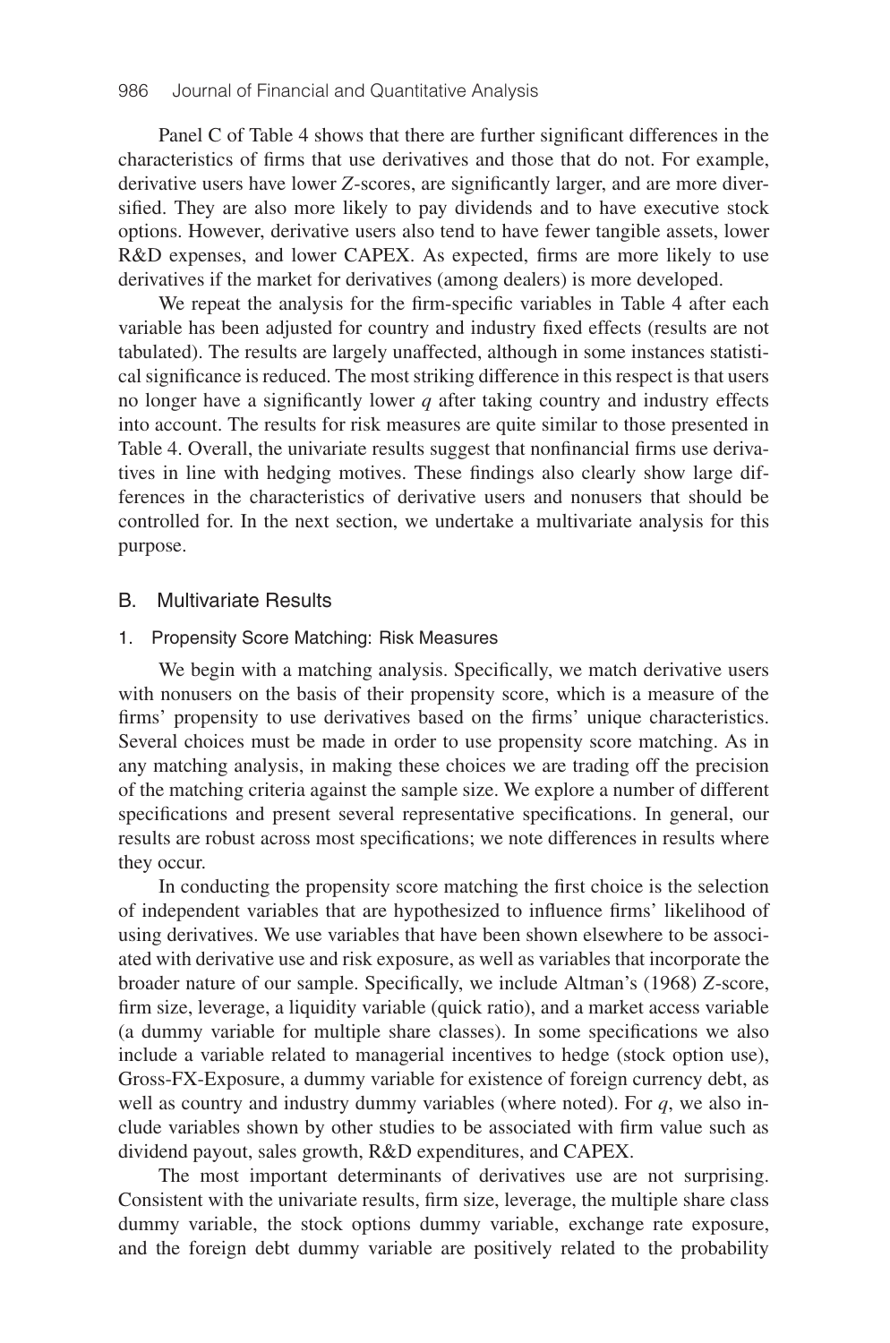Panel C of Table 4 shows that there are further significant differences in the characteristics of firms that use derivatives and those that do not. For example, derivative users have lower $Z$-scores, are significantly larger, and are more diversified. They are also more likely to pay dividends and to have executive stock options. However, derivative users also tend to have fewer tangible assets, lower R&D expenses, and lower CAPEX. As expected, firms are more likely to use derivatives if the market for derivatives (among dealers) is more developed.

We repeat the analysis for the firm-specific variables in Table 4 after each variable has been adjusted for country and industry fixed effects (results are not tabulated). The results are largely unaffected, although in some instances statistical significance is reduced. The most striking difference in this respect is that users no longer have a significantly lower $q$ after taking country and industry effects into account. The results for risk measures are quite similar to those presented in Table 4. Overall, the univariate results suggest that nonfinancial firms use derivatives in line with hedging motives. These findings also clearly show large differences in the characteristics of derivative users and nonusers that should be controlled for. In the next section, we undertake a multivariate analysis for this purpose.

## B. Multivariate Results

### 1. Propensity Score Matching: Risk Measures

We begin with a matching analysis. Specifically, we match derivative users with nonusers on the basis of their propensity score, which is a measure of the firms' propensity to use derivatives based on the firms' unique characteristics. Several choices must be made in order to use propensity score matching. As in any matching analysis, in making these choices we are trading off the precision of the matching criteria against the sample size. We explore a number of different specifications and present several representative specifications. In general, our results are robust across most specifications; we note differences in results where they occur.

In conducting the propensity score matching the first choice is the selection of independent variables that are hypothesized to influence firms' likelihood of using derivatives. We use variables that have been shown elsewhere to be associated with derivative use and risk exposure, as well as variables that incorporate the broader nature of our sample. Specifically, we include Altman's (1968) $Z$-score, firm size, leverage, a liquidity variable (quick ratio), and a market access variable (a dummy variable for multiple share classes). In some specifications we also include a variable related to managerial incentives to hedge (stock option use), Gross-FX-Exposure, a dummy variable for existence of foreign currency debt, as well as country and industry dummy variables (where noted). For $q$, we also include variables shown by other studies to be associated with firm value such as dividend payout, sales growth, R&D expenditures, and CAPEX.

The most important determinants of derivatives use are not surprising. Consistent with the univariate results, firm size, leverage, the multiple share class dummy variable, the stock options dummy variable, exchange rate exposure, and the foreign debt dummy variable are positively related to the probability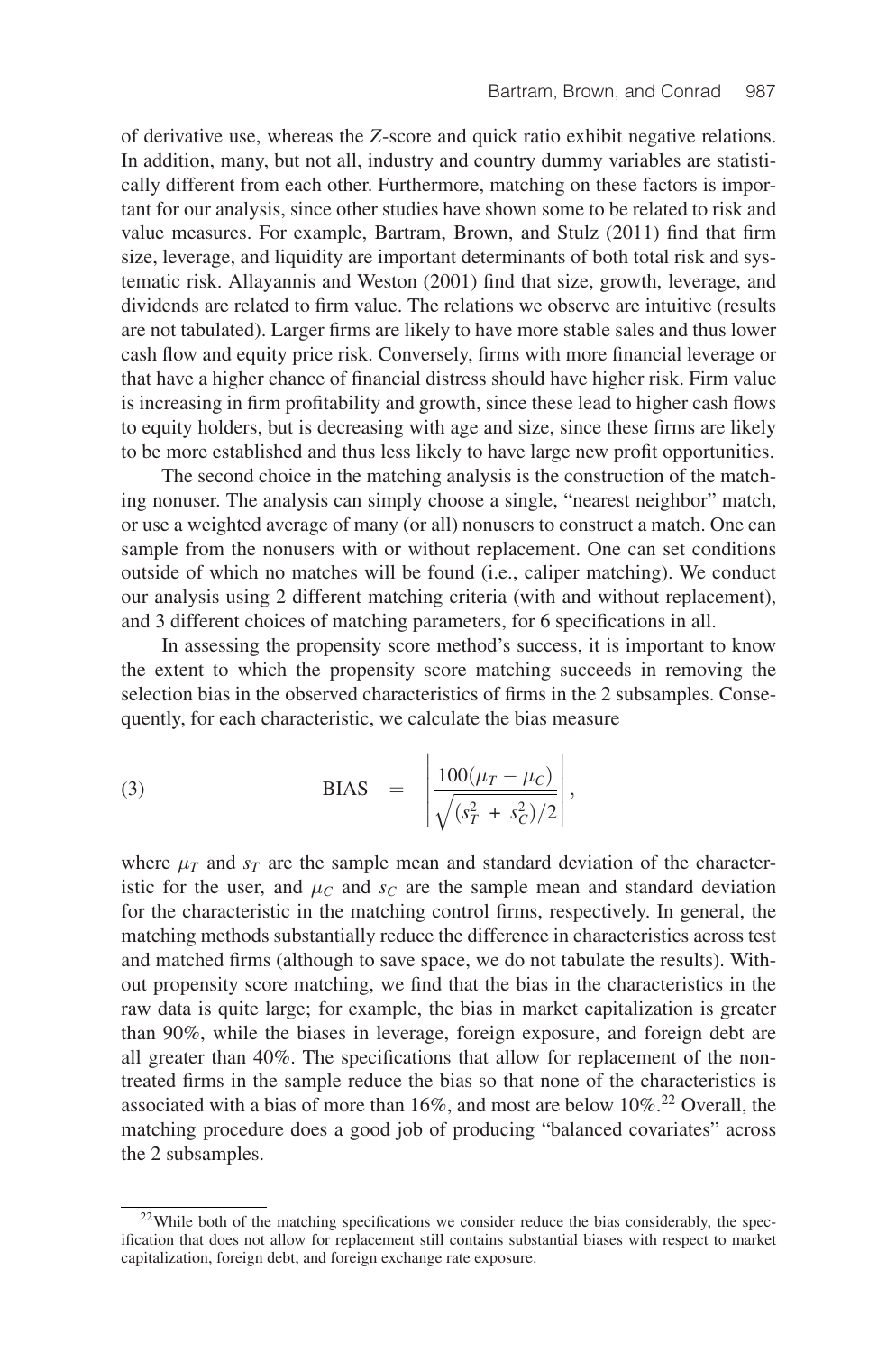of derivative use, whereas the $Z$-score and quick ratio exhibit negative relations. In addition, many, but not all, industry and country dummy variables are statistically different from each other. Furthermore, matching on these factors is important for our analysis, since other studies have shown some to be related to risk and value measures. For example, Bartram, Brown, and Stulz (2011) find that firm size, leverage, and liquidity are important determinants of both total risk and systematic risk. Allayannis and Weston (2001) find that size, growth, leverage, and dividends are related to firm value. The relations we observe are intuitive (results are not tabulated). Larger firms are likely to have more stable sales and thus lower cash flow and equity price risk. Conversely, firms with more financial leverage or that have a higher chance of financial distress should have higher risk. Firm value is increasing in firm profitability and growth, since these lead to higher cash flows to equity holders, but is decreasing with age and size, since these firms are likely to be more established and thus less likely to have large new profit opportunities.

The second choice in the matching analysis is the construction of the matching nonuser. The analysis can simply choose a single, "nearest neighbor" match, or use a weighted average of many (or all) nonusers to construct a match. One can sample from the nonusers with or without replacement. One can set conditions outside of which no matches will be found (i.e., caliper matching). We conduct our analysis using 2 different matching criteria (with and without replacement), and 3 different choices of matching parameters, for 6 specifications in all.

In assessing the propensity score method's success, it is important to know the extent to which the propensity score matching succeeds in removing the selection bias in the observed characteristics of firms in the 2 subsamples. Consequently, for each characteristic, we calculate the bias measure

$$\text{(3)} \qquad \text{BIAS} \quad = \quad \left| \frac{100(\mu_T - \mu_C)}{\sqrt{(s_T^2 + s_C^2)/2}} \right|,$$

where $\mu_T$ and $s_T$ are the sample mean and standard deviation of the characteristic for the user, and $\mu_C$ and $s_C$ are the sample mean and standard deviation for the characteristic in the matching control firms, respectively. In general, the matching methods substantially reduce the difference in characteristics across test and matched firms (although to save space, we do not tabulate the results). Without propensity score matching, we find that the bias in the characteristics in the raw data is quite large; for example, the bias in market capitalization is greater than 90%, while the biases in leverage, foreign exposure, and foreign debt are all greater than 40%. The specifications that allow for replacement of the nontreated firms in the sample reduce the bias so that none of the characteristics is associated with a bias of more than 16%, and most are below 10%.[22] Overall, the matching procedure does a good job of producing "balanced covariates" across the 2 subsamples.

[22]While both of the matching specifications we consider reduce the bias considerably, the specification that does not allow for replacement still contains substantial biases with respect to market capitalization, foreign debt, and foreign exchange rate exposure.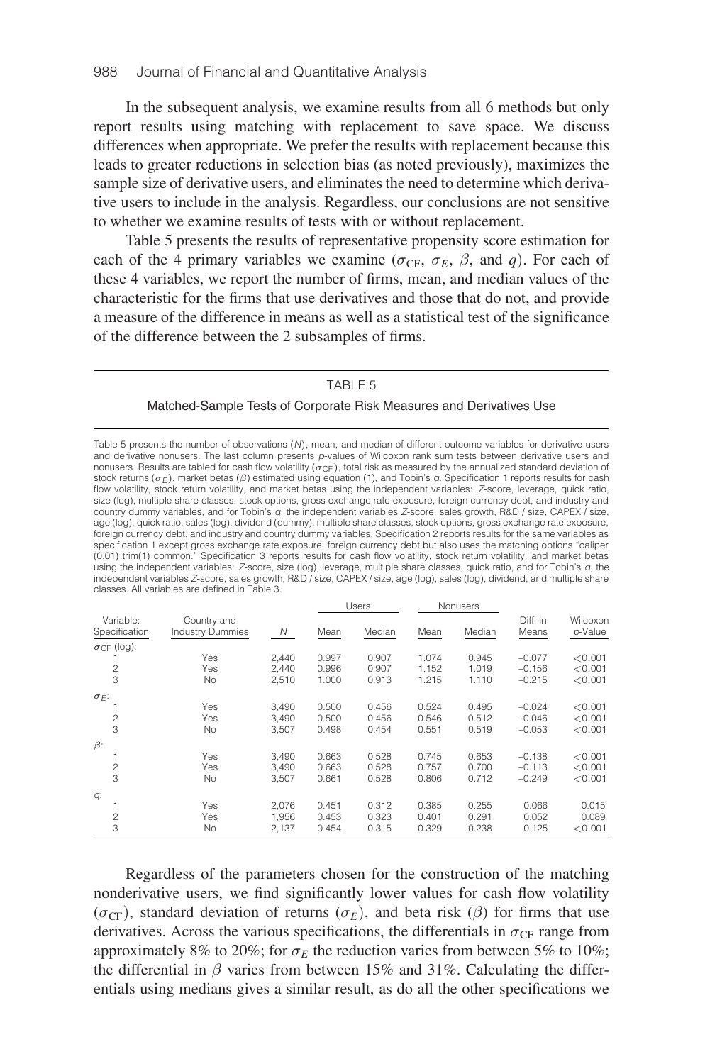In the subsequent analysis, we examine results from all 6 methods but only report results using matching with replacement to save space. We discuss differences when appropriate. We prefer the results with replacement because this leads to greater reductions in selection bias (as noted previously), maximizes the sample size of derivative users, and eliminates the need to determine which derivative users to include in the analysis. Regardless, our conclusions are not sensitive to whether we examine results of tests with or without replacement.

Table 5 presents the results of representative propensity score estimation for each of the 4 primary variables we examine ($\sigma_{CF}$, $\sigma_E$, $\beta$, and $q$). For each of these 4 variables, we report the number of firms, mean, and median values of the characteristic for the firms that use derivatives and those that do not, and provide a measure of the difference in means as well as a statistical test of the significance of the difference between the 2 subsamples of firms.

TABLE 5

Matched-Sample Tests of Corporate Risk Measures and Derivatives Use

Table 5 presents the number of observations ($N$), mean, and median of different outcome variables for derivative users and derivative nonusers. The last column presents $p$-values of Wilcoxon rank sum tests between derivative users and nonusers. Results are tabled for cash flow volatility ($\sigma_{CF}$), total risk as measured by the annualized standard deviation of stock returns ($\sigma_E$), market betas ($\beta$) estimated using equation (1), and Tobin's $q$. Specification 1 reports results for cash flow volatility, stock return volatility, and market betas using the independent variables: $Z$-score, leverage, quick ratio, size (log), multiple share classes, stock options, gross exchange rate exposure, foreign currency debt, and industry and country dummy variables, and for Tobin's $q$, the independent variables $Z$-score, sales growth, R&D / size, CAPEX / size, age (log), quick ratio, sales (log), dividend (dummy), multiple share classes, stock options, gross exchange rate exposure, foreign currency debt, and industry and country dummy variables. Specification 2 reports results for the same variables as specification 1 except gross exchange rate exposure, foreign currency debt but also uses the matching options "caliper (0.01) trim(1) common." Specification 3 reports results for cash flow volatility, stock return volatility, and market betas using the independent variables: $Z$-score, size (log), leverage, multiple share classes, quick ratio, and for Tobin's $q$, the independent variables $Z$-score, sales growth, R&D / size, CAPEX / size, age (log), sales (log), dividend, and multiple share classes. All variables are defined in Table 3.

| Variable: Specification | Country and Industry Dummies | $N$ | Users | | Nonusers | | Diff. in Means | Wilcoxon $p$-Value |
|---|---|---|---|---|---|---|---|---|
| | | | Mean | Median | Mean | Median | | |
| $\sigma_{CF}$ (log): | | | | | | | | |
| 1 | Yes | 2,440 | 0.997 | 0.907 | 1.074 | 0.945 | −0.077 | <0.001 |
| 2 | Yes | 2,440 | 0.996 | 0.907 | 1.152 | 1.019 | −0.156 | <0.001 |
| 3 | No | 2,510 | 1.000 | 0.913 | 1.215 | 1.110 | −0.215 | <0.001 |
| $\sigma_E$: | | | | | | | | |
| 1 | Yes | 3,490 | 0.500 | 0.456 | 0.524 | 0.495 | −0.024 | <0.001 |
| 2 | Yes | 3,490 | 0.500 | 0.456 | 0.546 | 0.512 | −0.046 | <0.001 |
| 3 | No | 3,507 | 0.498 | 0.454 | 0.551 | 0.519 | −0.053 | <0.001 |
| $\beta$: | | | | | | | | |
| 1 | Yes | 3,490 | 0.663 | 0.528 | 0.745 | 0.653 | −0.138 | <0.001 |
| 2 | Yes | 3,490 | 0.663 | 0.528 | 0.757 | 0.700 | −0.113 | <0.001 |
| 3 | No | 3,507 | 0.661 | 0.528 | 0.806 | 0.712 | −0.249 | <0.001 |
| $q$: | | | | | | | | |
| 1 | Yes | 2,076 | 0.451 | 0.312 | 0.385 | 0.255 | 0.066 | 0.015 |
| 2 | Yes | 1,956 | 0.453 | 0.323 | 0.401 | 0.291 | 0.052 | 0.089 |
| 3 | No | 2,137 | 0.454 | 0.315 | 0.329 | 0.238 | 0.125 | <0.001 |

Regardless of the parameters chosen for the construction of the matching nonderivative users, we find significantly lower values for cash flow volatility ($\sigma_{CF}$), standard deviation of returns ($\sigma_E$), and beta risk ($\beta$) for firms that use derivatives. Across the various specifications, the differentials in $\sigma_{CF}$ range from approximately 8% to 20%; for $\sigma_E$ the reduction varies from between 5% to 10%; the differential in $\beta$ varies from between 15% and 31%. Calculating the differentials using medians gives a similar result, as do all the other specifications we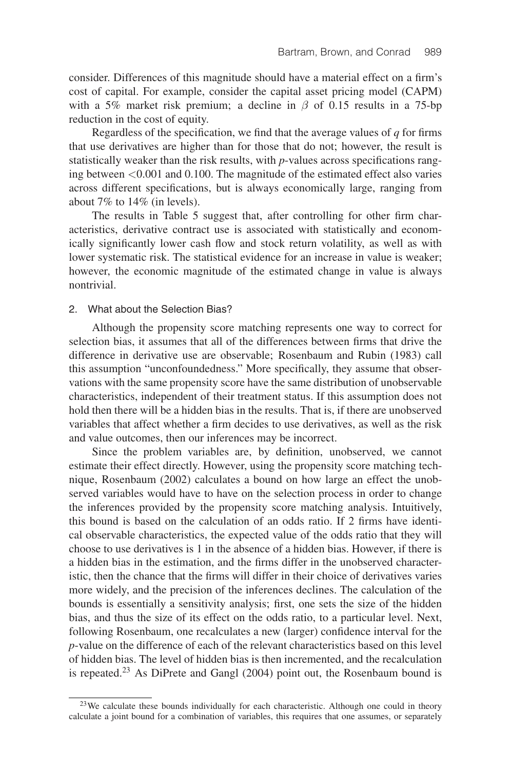consider. Differences of this magnitude should have a material effect on a firm's cost of capital. For example, consider the capital asset pricing model (CAPM) with a 5% market risk premium; a decline in $\beta$ of 0.15 results in a 75-bp reduction in the cost of equity.

Regardless of the specification, we find that the average values of $q$ for firms that use derivatives are higher than for those that do not; however, the result is statistically weaker than the risk results, with $p$-values across specifications ranging between $<0.001$ and 0.100. The magnitude of the estimated effect also varies across different specifications, but is always economically large, ranging from about 7% to 14% (in levels).

The results in Table 5 suggest that, after controlling for other firm characteristics, derivative contract use is associated with statistically and economically significantly lower cash flow and stock return volatility, as well as with lower systematic risk. The statistical evidence for an increase in value is weaker; however, the economic magnitude of the estimated change in value is always nontrivial.

### 2. What about the Selection Bias?

Although the propensity score matching represents one way to correct for selection bias, it assumes that all of the differences between firms that drive the difference in derivative use are observable; Rosenbaum and Rubin (1983) call this assumption "unconfoundedness." More specifically, they assume that observations with the same propensity score have the same distribution of unobservable characteristics, independent of their treatment status. If this assumption does not hold then there will be a hidden bias in the results. That is, if there are unobserved variables that affect whether a firm decides to use derivatives, as well as the risk and value outcomes, then our inferences may be incorrect.

Since the problem variables are, by definition, unobserved, we cannot estimate their effect directly. However, using the propensity score matching technique, Rosenbaum (2002) calculates a bound on how large an effect the unobserved variables would have to have on the selection process in order to change the inferences provided by the propensity score matching analysis. Intuitively, this bound is based on the calculation of an odds ratio. If 2 firms have identical observable characteristics, the expected value of the odds ratio that they will choose to use derivatives is 1 in the absence of a hidden bias. However, if there is a hidden bias in the estimation, and the firms differ in the unobserved characteristic, then the chance that the firms will differ in their choice of derivatives varies more widely, and the precision of the inferences declines. The calculation of the bounds is essentially a sensitivity analysis; first, one sets the size of the hidden bias, and thus the size of its effect on the odds ratio, to a particular level. Next, following Rosenbaum, one recalculates a new (larger) confidence interval for the $p$-value on the difference of each of the relevant characteristics based on this level of hidden bias. The level of hidden bias is then incremented, and the recalculation is repeated.[23] As DiPrete and Gangl (2004) point out, the Rosenbaum bound is

[23] We calculate these bounds individually for each characteristic. Although one could in theory calculate a joint bound for a combination of variables, this requires that one assumes, or separately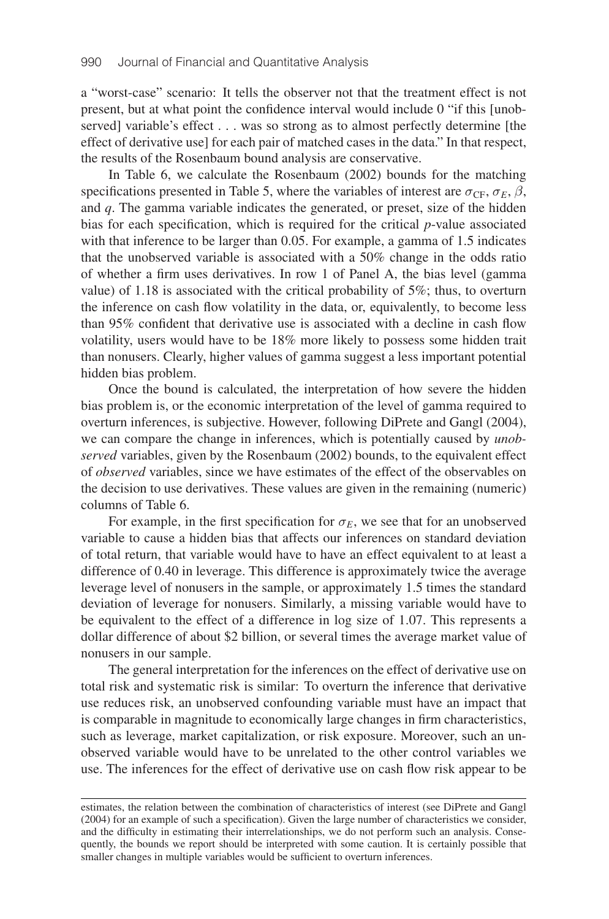a "worst-case" scenario: It tells the observer not that the treatment effect is not present, but at what point the confidence interval would include 0 "if this [unobserved] variable's effect . . . was so strong as to almost perfectly determine [the effect of derivative use] for each pair of matched cases in the data." In that respect, the results of the Rosenbaum bound analysis are conservative.

In Table 6, we calculate the Rosenbaum (2002) bounds for the matching specifications presented in Table 5, where the variables of interest are $\sigma_{\text{CF}}$, $\sigma_E$, $\beta$, and $q$. The gamma variable indicates the generated, or preset, size of the hidden bias for each specification, which is required for the critical $p$-value associated with that inference to be larger than 0.05. For example, a gamma of 1.5 indicates that the unobserved variable is associated with a 50% change in the odds ratio of whether a firm uses derivatives. In row 1 of Panel A, the bias level (gamma value) of 1.18 is associated with the critical probability of 5%; thus, to overturn the inference on cash flow volatility in the data, or, equivalently, to become less than 95% confident that derivative use is associated with a decline in cash flow volatility, users would have to be 18% more likely to possess some hidden trait than nonusers. Clearly, higher values of gamma suggest a less important potential hidden bias problem.

Once the bound is calculated, the interpretation of how severe the hidden bias problem is, or the economic interpretation of the level of gamma required to overturn inferences, is subjective. However, following DiPrete and Gangl (2004), we can compare the change in inferences, which is potentially caused by *unobserved* variables, given by the Rosenbaum (2002) bounds, to the equivalent effect of *observed* variables, since we have estimates of the effect of the observables on the decision to use derivatives. These values are given in the remaining (numeric) columns of Table 6.

For example, in the first specification for $\sigma_E$, we see that for an unobserved variable to cause a hidden bias that affects our inferences on standard deviation of total return, that variable would have to have an effect equivalent to at least a difference of 0.40 in leverage. This difference is approximately twice the average leverage level of nonusers in the sample, or approximately 1.5 times the standard deviation of leverage for nonusers. Similarly, a missing variable would have to be equivalent to the effect of a difference in log size of 1.07. This represents a dollar difference of about $2 billion, or several times the average market value of nonusers in our sample.

The general interpretation for the inferences on the effect of derivative use on total risk and systematic risk is similar: To overturn the inference that derivative use reduces risk, an unobserved confounding variable must have an impact that is comparable in magnitude to economically large changes in firm characteristics, such as leverage, market capitalization, or risk exposure. Moreover, such an unobserved variable would have to be unrelated to the other control variables we use. The inferences for the effect of derivative use on cash flow risk appear to be

estimates, the relation between the combination of characteristics of interest (see DiPrete and Gangl (2004) for an example of such a specification). Given the large number of characteristics we consider, and the difficulty in estimating their interrelationships, we do not perform such an analysis. Consequently, the bounds we report should be interpreted with some caution. It is certainly possible that smaller changes in multiple variables would be sufficient to overturn inferences.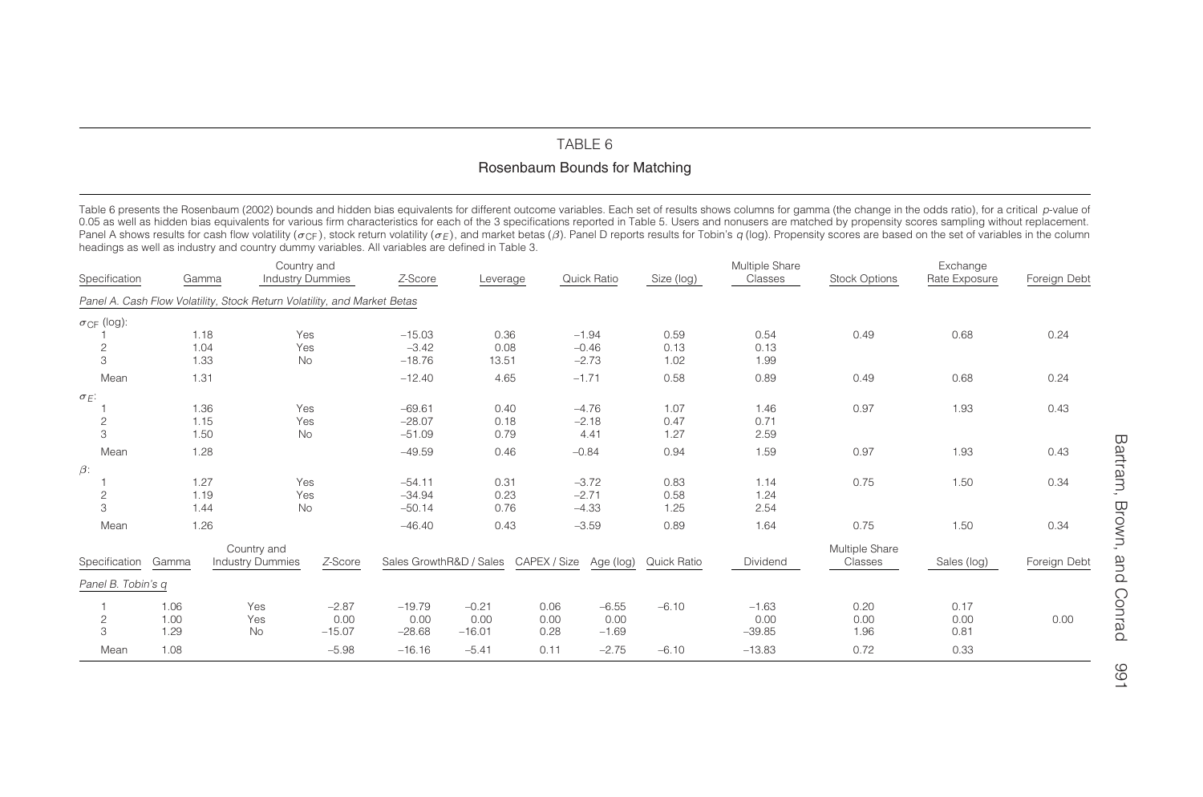## TABLE 6

### Rosenbaum Bounds for Matching

Table 6 presents the Rosenbaum (2002) bounds and hidden bias equivalents for different outcome variables. Each set of results shows columns for gamma (the change in the odds ratio), for a critical *p*-value of 0.05 as well as hidden bias equivalents for various firm characteristics for each of the 3 specifications reported in Table 5. Users and nonusers are matched by propensity scores sampling without replacement. Panel A shows results for cash flow volatility ($\sigma_{CF}$), stock return volatility ($\sigma_E$), and market betas ($\beta$). Panel D reports results for Tobin's *q* (log). Propensity scores are based on the set of variables in the column headings as well as industry and country dummy variables. All variables are defined in Table 3.

*Panel A. Cash Flow Volatility, Stock Return Volatility, and Market Betas*

| Specification | Gamma | Country and Industry Dummies | *Z*-Score | Leverage | Quick Ratio | Size (log) | Multiple Share Classes | Stock Options | Exchange Rate Exposure | Foreign Debt |
|---|---|---|---|---|---|---|---|---|---|---|
| $\sigma_{CF}$ (log): | | | | | | | | | | |
| 1 | 1.18 | Yes | −15.03 | 0.36 | −1.94 | 0.59 | 0.54 | 0.49 | 0.68 | 0.24 |
| 2 | 1.04 | Yes | −3.42 | 0.08 | −0.46 | 0.13 | 0.13 | | | |
| 3 | 1.33 | No | −18.76 | 13.51 | −2.73 | 1.02 | 1.99 | | | |
| Mean | 1.31 | | −12.40 | 4.65 | −1.71 | 0.58 | 0.89 | 0.49 | 0.68 | 0.24 |
| $\sigma_E$: | | | | | | | | | | |
| 1 | 1.36 | Yes | −69.61 | 0.40 | −4.76 | 1.07 | 1.46 | 0.97 | 1.93 | 0.43 |
| 2 | 1.15 | Yes | −28.07 | 0.18 | −2.18 | 0.47 | 0.71 | | | |
| 3 | 1.50 | No | −51.09 | 0.79 | 4.41 | 1.27 | 2.59 | | | |
| Mean | 1.28 | | −49.59 | 0.46 | −0.84 | 0.94 | 1.59 | 0.97 | 1.93 | 0.43 |
| $\beta$: | | | | | | | | | | |
| 1 | 1.27 | Yes | −54.11 | 0.31 | −3.72 | 0.83 | 1.14 | 0.75 | 1.50 | 0.34 |
| 2 | 1.19 | Yes | −34.94 | 0.23 | −2.71 | 0.58 | 1.24 | | | |
| 3 | 1.44 | No | −50.14 | 0.76 | −4.33 | 1.25 | 2.54 | | | |
| Mean | 1.26 | | −46.40 | 0.43 | −3.59 | 0.89 | 1.64 | 0.75 | 1.50 | 0.34 |

*Panel B. Tobin's q*

| Specification | Gamma | Country and Industry Dummies | *Z*-Score | Sales Growth | R&D / Sales | CAPEX / Size | Age (log) | Quick Ratio | Dividend | Multiple Share Classes | Sales (log) | Foreign Debt |
|---|---|---|---|---|---|---|---|---|---|---|---|---|
| 1 | 1.06 | Yes | −2.87 | −19.79 | −0.21 | 0.06 | −6.55 | −6.10 | −1.63 | 0.20 | 0.17 | |
| 2 | 1.00 | Yes | 0.00 | 0.00 | 0.00 | 0.00 | 0.00 | | 0.00 | 0.00 | 0.00 | 0.00 |
| 3 | 1.29 | No | −15.07 | −28.68 | −16.01 | 0.28 | −1.69 | | −39.85 | 1.96 | 0.81 | |
| Mean | 1.08 | | −5.98 | −16.16 | −5.41 | 0.11 | −2.75 | −6.10 | −13.83 | 0.72 | 0.33 | |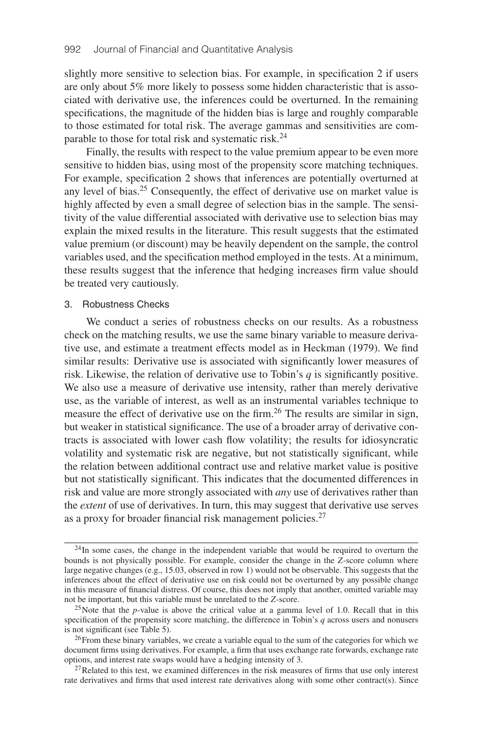slightly more sensitive to selection bias. For example, in specification 2 if users are only about 5% more likely to possess some hidden characteristic that is associated with derivative use, the inferences could be overturned. In the remaining specifications, the magnitude of the hidden bias is large and roughly comparable to those estimated for total risk. The average gammas and sensitivities are comparable to those for total risk and systematic risk.[24]

Finally, the results with respect to the value premium appear to be even more sensitive to hidden bias, using most of the propensity score matching techniques. For example, specification 2 shows that inferences are potentially overturned at any level of bias.[25] Consequently, the effect of derivative use on market value is highly affected by even a small degree of selection bias in the sample. The sensitivity of the value differential associated with derivative use to selection bias may explain the mixed results in the literature. This result suggests that the estimated value premium (or discount) may be heavily dependent on the sample, the control variables used, and the specification method employed in the tests. At a minimum, these results suggest that the inference that hedging increases firm value should be treated very cautiously.

### 3. Robustness Checks

We conduct a series of robustness checks on our results. As a robustness check on the matching results, we use the same binary variable to measure derivative use, and estimate a treatment effects model as in Heckman (1979). We find similar results: Derivative use is associated with significantly lower measures of risk. Likewise, the relation of derivative use to Tobin's $q$ is significantly positive. We also use a measure of derivative use intensity, rather than merely derivative use, as the variable of interest, as well as an instrumental variables technique to measure the effect of derivative use on the firm.[26] The results are similar in sign, but weaker in statistical significance. The use of a broader array of derivative contracts is associated with lower cash flow volatility; the results for idiosyncratic volatility and systematic risk are negative, but not statistically significant, while the relation between additional contract use and relative market value is positive but not statistically significant. This indicates that the documented differences in risk and value are more strongly associated with *any* use of derivatives rather than the *extent* of use of derivatives. In turn, this may suggest that derivative use serves as a proxy for broader financial risk management policies.[27]

---

[24] In some cases, the change in the independent variable that would be required to overturn the bounds is not physically possible. For example, consider the change in the $Z$-score column where large negative changes (e.g., 15.03, observed in row 1) would not be observable. This suggests that the inferences about the effect of derivative use on risk could not be overturned by any possible change in this measure of financial distress. Of course, this does not imply that another, omitted variable may not be important, but this variable must be unrelated to the $Z$-score.

[25] Note that the $p$-value is above the critical value at a gamma level of 1.0. Recall that in this specification of the propensity score matching, the difference in Tobin's $q$ across users and nonusers is not significant (see Table 5).

[26] From these binary variables, we create a variable equal to the sum of the categories for which we document firms using derivatives. For example, a firm that uses exchange rate forwards, exchange rate options, and interest rate swaps would have a hedging intensity of 3.

[27] Related to this test, we examined differences in the risk measures of firms that use only interest rate derivatives and firms that used interest rate derivatives along with some other contract(s). Since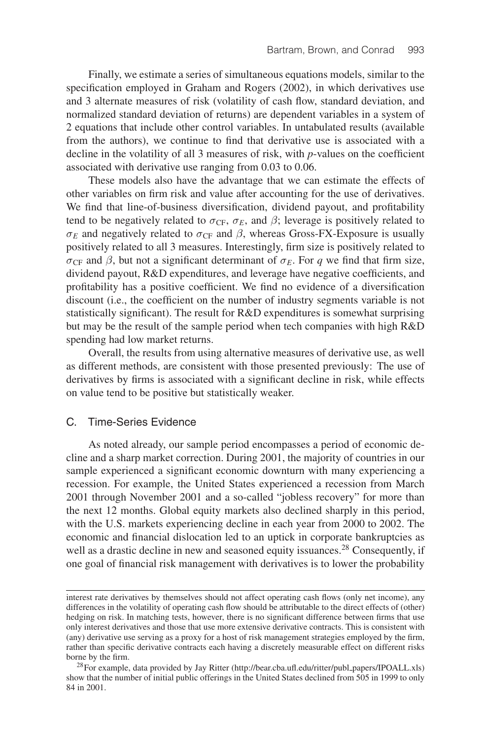Finally, we estimate a series of simultaneous equations models, similar to the specification employed in Graham and Rogers (2002), in which derivatives use and 3 alternate measures of risk (volatility of cash flow, standard deviation, and normalized standard deviation of returns) are dependent variables in a system of 2 equations that include other control variables. In untabulated results (available from the authors), we continue to find that derivative use is associated with a decline in the volatility of all 3 measures of risk, with $p$-values on the coefficient associated with derivative use ranging from 0.03 to 0.06.

These models also have the advantage that we can estimate the effects of other variables on firm risk and value after accounting for the use of derivatives. We find that line-of-business diversification, dividend payout, and profitability tend to be negatively related to $\sigma_{\text{CF}}$, $\sigma_E$, and $\beta$; leverage is positively related to $\sigma_E$ and negatively related to $\sigma_{\text{CF}}$ and $\beta$, whereas Gross-FX-Exposure is usually positively related to all 3 measures. Interestingly, firm size is positively related to $\sigma_{\text{CF}}$ and $\beta$, but not a significant determinant of $\sigma_E$. For $q$ we find that firm size, dividend payout, R&D expenditures, and leverage have negative coefficients, and profitability has a positive coefficient. We find no evidence of a diversification discount (i.e., the coefficient on the number of industry segments variable is not statistically significant). The result for R&D expenditures is somewhat surprising but may be the result of the sample period when tech companies with high R&D spending had low market returns.

Overall, the results from using alternative measures of derivative use, as well as different methods, are consistent with those presented previously: The use of derivatives by firms is associated with a significant decline in risk, while effects on value tend to be positive but statistically weaker.

### C. Time-Series Evidence

As noted already, our sample period encompasses a period of economic decline and a sharp market correction. During 2001, the majority of countries in our sample experienced a significant economic downturn with many experiencing a recession. For example, the United States experienced a recession from March 2001 through November 2001 and a so-called "jobless recovery" for more than the next 12 months. Global equity markets also declined sharply in this period, with the U.S. markets experiencing decline in each year from 2000 to 2002. The economic and financial dislocation led to an uptick in corporate bankruptcies as well as a drastic decline in new and seasoned equity issuances.[28] Consequently, if one goal of financial risk management with derivatives is to lower the probability

---

interest rate derivatives by themselves should not affect operating cash flows (only net income), any differences in the volatility of operating cash flow should be attributable to the direct effects of (other) hedging on risk. In matching tests, however, there is no significant difference between firms that use only interest derivatives and those that use more extensive derivative contracts. This is consistent with (any) derivative use serving as a proxy for a host of risk management strategies employed by the firm, rather than specific derivative contracts each having a discretely measurable effect on different risks borne by the firm.

[28]For example, data provided by Jay Ritter (http://bear.cba.ufl.edu/ritter/publ_papers/IPOALL.xls) show that the number of initial public offerings in the United States declined from 505 in 1999 to only 84 in 2001.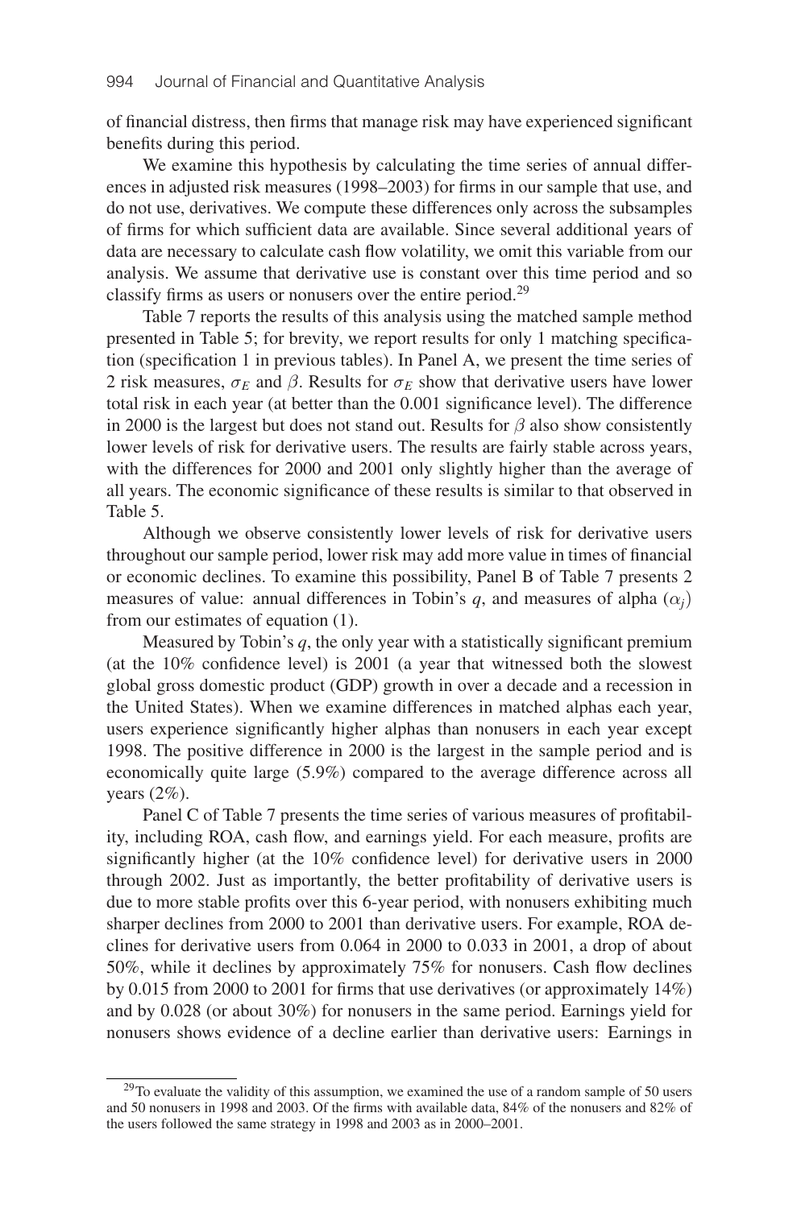of financial distress, then firms that manage risk may have experienced significant benefits during this period.

We examine this hypothesis by calculating the time series of annual differences in adjusted risk measures (1998–2003) for firms in our sample that use, and do not use, derivatives. We compute these differences only across the subsamples of firms for which sufficient data are available. Since several additional years of data are necessary to calculate cash flow volatility, we omit this variable from our analysis. We assume that derivative use is constant over this time period and so classify firms as users or nonusers over the entire period.[29]

Table 7 reports the results of this analysis using the matched sample method presented in Table 5; for brevity, we report results for only 1 matching specification (specification 1 in previous tables). In Panel A, we present the time series of 2 risk measures, $\sigma_E$ and $\beta$. Results for $\sigma_E$ show that derivative users have lower total risk in each year (at better than the 0.001 significance level). The difference in 2000 is the largest but does not stand out. Results for $\beta$ also show consistently lower levels of risk for derivative users. The results are fairly stable across years, with the differences for 2000 and 2001 only slightly higher than the average of all years. The economic significance of these results is similar to that observed in Table 5.

Although we observe consistently lower levels of risk for derivative users throughout our sample period, lower risk may add more value in times of financial or economic declines. To examine this possibility, Panel B of Table 7 presents 2 measures of value: annual differences in Tobin's $q$, and measures of alpha ($\alpha_j$) from our estimates of equation (1).

Measured by Tobin's $q$, the only year with a statistically significant premium (at the 10% confidence level) is 2001 (a year that witnessed both the slowest global gross domestic product (GDP) growth in over a decade and a recession in the United States). When we examine differences in matched alphas each year, users experience significantly higher alphas than nonusers in each year except 1998. The positive difference in 2000 is the largest in the sample period and is economically quite large (5.9%) compared to the average difference across all years (2%).

Panel C of Table 7 presents the time series of various measures of profitability, including ROA, cash flow, and earnings yield. For each measure, profits are significantly higher (at the 10% confidence level) for derivative users in 2000 through 2002. Just as importantly, the better profitability of derivative users is due to more stable profits over this 6-year period, with nonusers exhibiting much sharper declines from 2000 to 2001 than derivative users. For example, ROA declines for derivative users from 0.064 in 2000 to 0.033 in 2001, a drop of about 50%, while it declines by approximately 75% for nonusers. Cash flow declines by 0.015 from 2000 to 2001 for firms that use derivatives (or approximately 14%) and by 0.028 (or about 30%) for nonusers in the same period. Earnings yield for nonusers shows evidence of a decline earlier than derivative users: Earnings in

[29]To evaluate the validity of this assumption, we examined the use of a random sample of 50 users and 50 nonusers in 1998 and 2003. Of the firms with available data, 84% of the nonusers and 82% of the users followed the same strategy in 1998 and 2003 as in 2000–2001.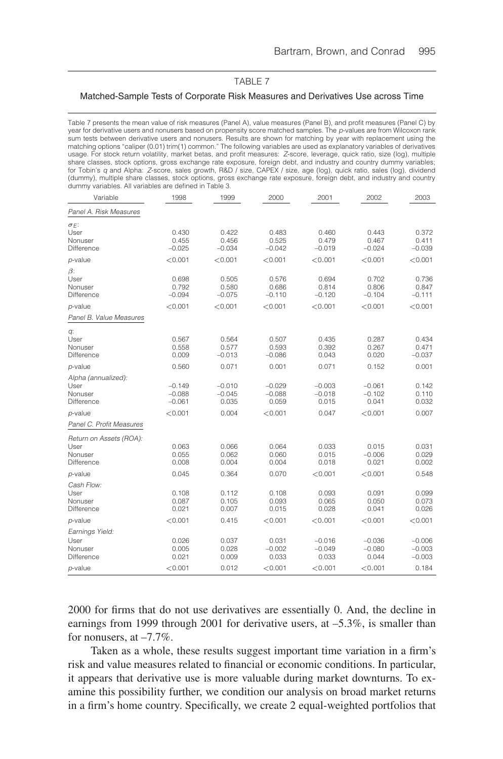TABLE 7

Matched-Sample Tests of Corporate Risk Measures and Derivatives Use across Time

Table 7 presents the mean value of risk measures (Panel A), value measures (Panel B), and profit measures (Panel C) by year for derivative users and nonusers based on propensity score matched samples. The $p$-values are from Wilcoxon rank sum tests between derivative users and nonusers. Results are shown for matching by year with replacement using the matching options "caliper (0.01) trim(1) common." The following variables are used as explanatory variables of derivatives usage. For stock return volatility, market betas, and profit measures: $Z$-score, leverage, quick ratio, size (log), multiple share classes, stock options, gross exchange rate exposure, foreign debt, and industry and country dummy variables; for Tobin's $q$ and Alpha: $Z$-score, sales growth, R&D / size, CAPEX / size, age (log), quick ratio, sales (log), dividend (dummy), multiple share classes, stock options, gross exchange rate exposure, foreign debt, and industry and country dummy variables. All variables are defined in Table 3.

| Variable | 1998 | 1999 | 2000 | 2001 | 2002 | 2003 |
|---|---|---|---|---|---|---|
| *Panel A. Risk Measures* | | | | | | |
| $\sigma_E$: | | | | | | |
| User | 0.430 | 0.422 | 0.483 | 0.460 | 0.443 | 0.372 |
| Nonuser | 0.455 | 0.456 | 0.525 | 0.479 | 0.467 | 0.411 |
| Difference | –0.025 | –0.034 | –0.042 | –0.019 | –0.024 | –0.039 |
| $p$-value | <0.001 | <0.001 | <0.001 | <0.001 | <0.001 | <0.001 |
| $\beta$: | | | | | | |
| User | 0.698 | 0.505 | 0.576 | 0.694 | 0.702 | 0.736 |
| Nonuser | 0.792 | 0.580 | 0.686 | 0.814 | 0.806 | 0.847 |
| Difference | –0.094 | –0.075 | –0.110 | –0.120 | –0.104 | –0.111 |
| $p$-value | <0.001 | <0.001 | <0.001 | <0.001 | <0.001 | <0.001 |
| *Panel B. Value Measures* | | | | | | |
| $q$: | | | | | | |
| User | 0.567 | 0.564 | 0.507 | 0.435 | 0.287 | 0.434 |
| Nonuser | 0.558 | 0.577 | 0.593 | 0.392 | 0.267 | 0.471 |
| Difference | 0.009 | –0.013 | –0.086 | 0.043 | 0.020 | –0.037 |
| $p$-value | 0.560 | 0.071 | 0.001 | 0.071 | 0.152 | 0.001 |
| *Alpha (annualized):* | | | | | | |
| User | –0.149 | –0.010 | –0.029 | –0.003 | –0.061 | 0.142 |
| Nonuser | –0.088 | –0.045 | –0.088 | –0.018 | –0.102 | 0.110 |
| Difference | –0.061 | 0.035 | 0.059 | 0.015 | 0.041 | 0.032 |
| $p$-value | <0.001 | 0.004 | <0.001 | 0.047 | <0.001 | 0.007 |
| *Panel C. Profit Measures* | | | | | | |
| *Return on Assets (ROA):* | | | | | | |
| User | 0.063 | 0.066 | 0.064 | 0.033 | 0.015 | 0.031 |
| Nonuser | 0.055 | 0.062 | 0.060 | 0.015 | –0.006 | 0.029 |
| Difference | 0.008 | 0.004 | 0.004 | 0.018 | 0.021 | 0.002 |
| $p$-value | 0.045 | 0.364 | 0.070 | <0.001 | <0.001 | 0.548 |
| *Cash Flow:* | | | | | | |
| User | 0.108 | 0.112 | 0.108 | 0.093 | 0.091 | 0.099 |
| Nonuser | 0.087 | 0.105 | 0.093 | 0.065 | 0.050 | 0.073 |
| Difference | 0.021 | 0.007 | 0.015 | 0.028 | 0.041 | 0.026 |
| $p$-value | <0.001 | 0.415 | <0.001 | <0.001 | <0.001 | <0.001 |
| *Earnings Yield:* | | | | | | |
| User | 0.026 | 0.037 | 0.031 | –0.016 | –0.036 | –0.006 |
| Nonuser | 0.005 | 0.028 | –0.002 | –0.049 | –0.080 | –0.003 |
| Difference | 0.021 | 0.009 | 0.033 | 0.033 | 0.044 | –0.003 |
| $p$-value | <0.001 | 0.012 | <0.001 | <0.001 | <0.001 | 0.184 |

2000 for firms that do not use derivatives are essentially 0. And, the decline in earnings from 1999 through 2001 for derivative users, at –5.3%, is smaller than for nonusers, at –7.7%.

Taken as a whole, these results suggest important time variation in a firm's risk and value measures related to financial or economic conditions. In particular, it appears that derivative use is more valuable during market downturns. To examine this possibility further, we condition our analysis on broad market returns in a firm's home country. Specifically, we create 2 equal-weighted portfolios that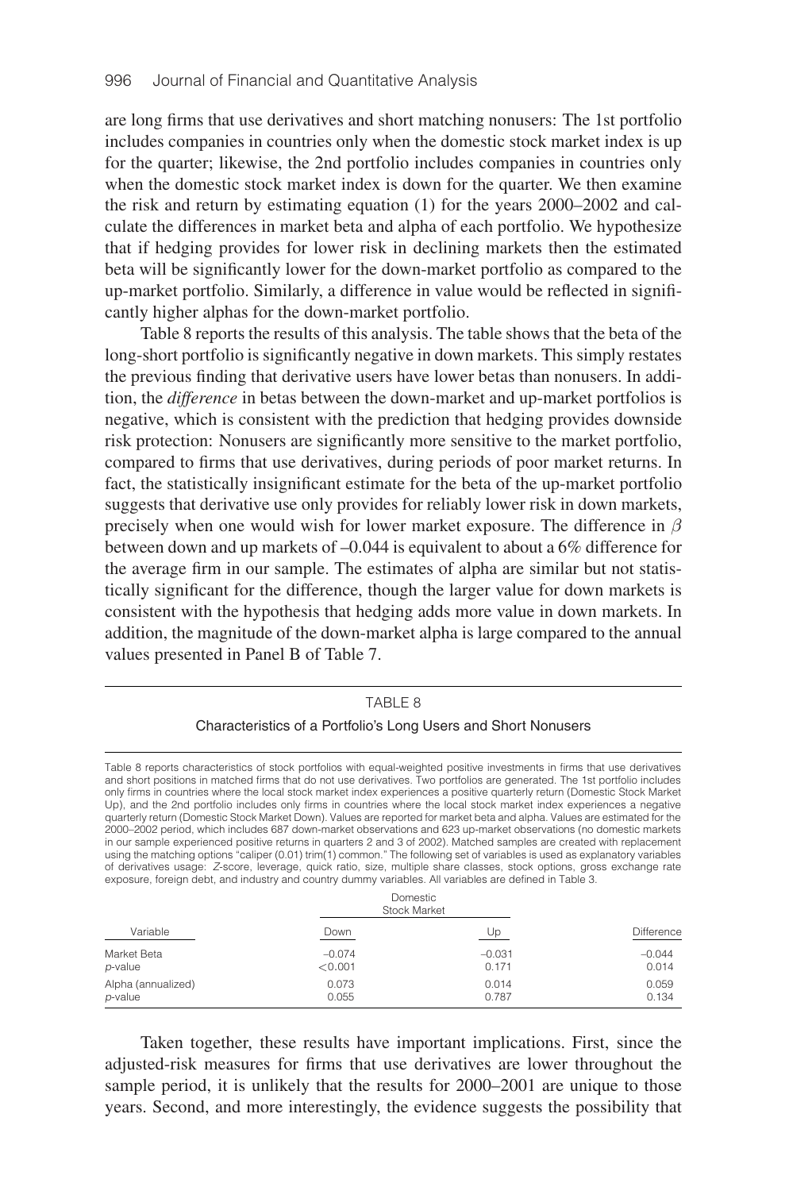are long firms that use derivatives and short matching nonusers: The 1st portfolio includes companies in countries only when the domestic stock market index is up for the quarter; likewise, the 2nd portfolio includes companies in countries only when the domestic stock market index is down for the quarter. We then examine the risk and return by estimating equation (1) for the years 2000–2002 and calculate the differences in market beta and alpha of each portfolio. We hypothesize that if hedging provides for lower risk in declining markets then the estimated beta will be significantly lower for the down-market portfolio as compared to the up-market portfolio. Similarly, a difference in value would be reflected in significantly higher alphas for the down-market portfolio.

Table 8 reports the results of this analysis. The table shows that the beta of the long-short portfolio is significantly negative in down markets. This simply restates the previous finding that derivative users have lower betas than nonusers. In addition, the *difference* in betas between the down-market and up-market portfolios is negative, which is consistent with the prediction that hedging provides downside risk protection: Nonusers are significantly more sensitive to the market portfolio, compared to firms that use derivatives, during periods of poor market returns. In fact, the statistically insignificant estimate for the beta of the up-market portfolio suggests that derivative use only provides for reliably lower risk in down markets, precisely when one would wish for lower market exposure. The difference in $\beta$ between down and up markets of –0.044 is equivalent to about a 6% difference for the average firm in our sample. The estimates of alpha are similar but not statistically significant for the difference, though the larger value for down markets is consistent with the hypothesis that hedging adds more value in down markets. In addition, the magnitude of the down-market alpha is large compared to the annual values presented in Panel B of Table 7.

TABLE 8

Characteristics of a Portfolio's Long Users and Short Nonusers

Table 8 reports characteristics of stock portfolios with equal-weighted positive investments in firms that use derivatives and short positions in matched firms that do not use derivatives. Two portfolios are generated. The 1st portfolio includes only firms in countries where the local stock market index experiences a positive quarterly return (Domestic Stock Market Up), and the 2nd portfolio includes only firms in countries where the local stock market index experiences a negative quarterly return (Domestic Stock Market Down). Values are reported for market beta and alpha. Values are estimated for the 2000–2002 period, which includes 687 down-market observations and 623 up-market observations (no domestic markets in our sample experienced positive returns in quarters 2 and 3 of 2002). Matched samples are created with replacement using the matching options "caliper (0.01) trim(1) common." The following set of variables is used as explanatory variables of derivatives usage: *Z*-score, leverage, quick ratio, size, multiple share classes, stock options, gross exchange rate exposure, foreign debt, and industry and country dummy variables. All variables are defined in Table 3.

| | Domestic Stock Market | | |
|---|---|---|---|
| Variable | Down | Up | Difference |
| Market Beta | –0.074 | –0.031 | –0.044 |
| *p*-value | <0.001 | 0.171 | 0.014 |
| Alpha (annualized) | 0.073 | 0.014 | 0.059 |
| *p*-value | 0.055 | 0.787 | 0.134 |

Taken together, these results have important implications. First, since the adjusted-risk measures for firms that use derivatives are lower throughout the sample period, it is unlikely that the results for 2000–2001 are unique to those years. Second, and more interestingly, the evidence suggests the possibility that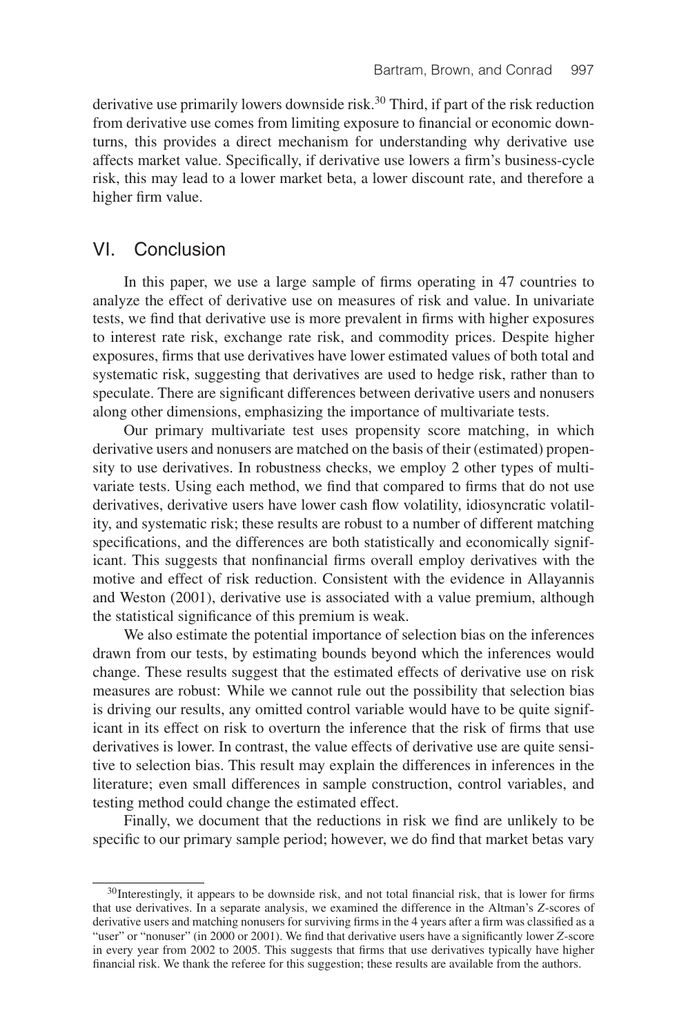derivative use primarily lowers downside risk.[30] Third, if part of the risk reduction from derivative use comes from limiting exposure to financial or economic downturns, this provides a direct mechanism for understanding why derivative use affects market value. Specifically, if derivative use lowers a firm's business-cycle risk, this may lead to a lower market beta, a lower discount rate, and therefore a higher firm value.

## VI. Conclusion

In this paper, we use a large sample of firms operating in 47 countries to analyze the effect of derivative use on measures of risk and value. In univariate tests, we find that derivative use is more prevalent in firms with higher exposures to interest rate risk, exchange rate risk, and commodity prices. Despite higher exposures, firms that use derivatives have lower estimated values of both total and systematic risk, suggesting that derivatives are used to hedge risk, rather than to speculate. There are significant differences between derivative users and nonusers along other dimensions, emphasizing the importance of multivariate tests.

Our primary multivariate test uses propensity score matching, in which derivative users and nonusers are matched on the basis of their (estimated) propensity to use derivatives. In robustness checks, we employ 2 other types of multivariate tests. Using each method, we find that compared to firms that do not use derivatives, derivative users have lower cash flow volatility, idiosyncratic volatility, and systematic risk; these results are robust to a number of different matching specifications, and the differences are both statistically and economically significant. This suggests that nonfinancial firms overall employ derivatives with the motive and effect of risk reduction. Consistent with the evidence in Allayannis and Weston (2001), derivative use is associated with a value premium, although the statistical significance of this premium is weak.

We also estimate the potential importance of selection bias on the inferences drawn from our tests, by estimating bounds beyond which the inferences would change. These results suggest that the estimated effects of derivative use on risk measures are robust: While we cannot rule out the possibility that selection bias is driving our results, any omitted control variable would have to be quite significant in its effect on risk to overturn the inference that the risk of firms that use derivatives is lower. In contrast, the value effects of derivative use are quite sensitive to selection bias. This result may explain the differences in inferences in the literature; even small differences in sample construction, control variables, and testing method could change the estimated effect.

Finally, we document that the reductions in risk we find are unlikely to be specific to our primary sample period; however, we do find that market betas vary

[30]Interestingly, it appears to be downside risk, and not total financial risk, that is lower for firms that use derivatives. In a separate analysis, we examined the difference in the Altman's *Z*-scores of derivative users and matching nonusers for surviving firms in the 4 years after a firm was classified as a "user" or "nonuser" (in 2000 or 2001). We find that derivative users have a significantly lower *Z*-score in every year from 2002 to 2005. This suggests that firms that use derivatives typically have higher financial risk. We thank the referee for this suggestion; these results are available from the authors.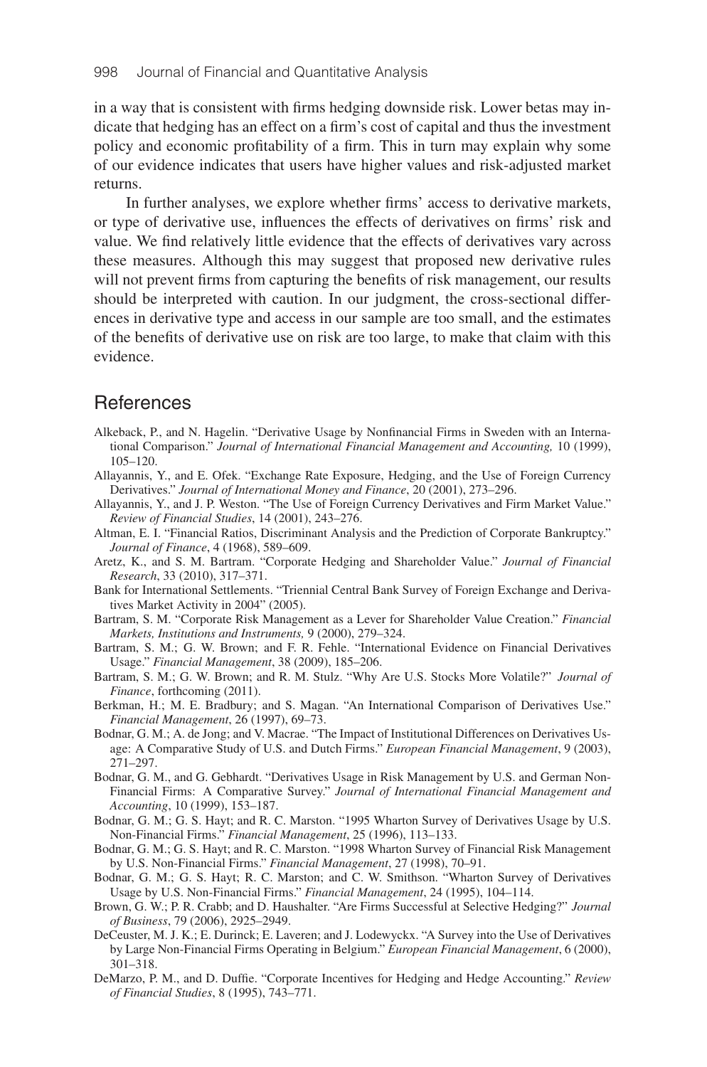in a way that is consistent with firms hedging downside risk. Lower betas may indicate that hedging has an effect on a firm's cost of capital and thus the investment policy and economic profitability of a firm. This in turn may explain why some of our evidence indicates that users have higher values and risk-adjusted market returns.

In further analyses, we explore whether firms' access to derivative markets, or type of derivative use, influences the effects of derivatives on firms' risk and value. We find relatively little evidence that the effects of derivatives vary across these measures. Although this may suggest that proposed new derivative rules will not prevent firms from capturing the benefits of risk management, our results should be interpreted with caution. In our judgment, the cross-sectional differences in derivative type and access in our sample are too small, and the estimates of the benefits of derivative use on risk are too large, to make that claim with this evidence.

## References

Alkeback, P., and N. Hagelin. "Derivative Usage by Nonfinancial Firms in Sweden with an International Comparison." *Journal of International Financial Management and Accounting,* 10 (1999), 105–120.

Allayannis, Y., and E. Ofek. "Exchange Rate Exposure, Hedging, and the Use of Foreign Currency Derivatives." *Journal of International Money and Finance*, 20 (2001), 273–296.

Allayannis, Y., and J. P. Weston. "The Use of Foreign Currency Derivatives and Firm Market Value." *Review of Financial Studies*, 14 (2001), 243–276.

Altman, E. I. "Financial Ratios, Discriminant Analysis and the Prediction of Corporate Bankruptcy." *Journal of Finance*, 4 (1968), 589–609.

Aretz, K., and S. M. Bartram. "Corporate Hedging and Shareholder Value." *Journal of Financial Research*, 33 (2010), 317–371.

Bank for International Settlements. "Triennial Central Bank Survey of Foreign Exchange and Derivatives Market Activity in 2004" (2005).

Bartram, S. M. "Corporate Risk Management as a Lever for Shareholder Value Creation." *Financial Markets, Institutions and Instruments,* 9 (2000), 279–324.

Bartram, S. M.; G. W. Brown; and F. R. Fehle. "International Evidence on Financial Derivatives Usage." *Financial Management*, 38 (2009), 185–206.

Bartram, S. M.; G. W. Brown; and R. M. Stulz. "Why Are U.S. Stocks More Volatile?" *Journal of Finance*, forthcoming (2011).

Berkman, H.; M. E. Bradbury; and S. Magan. "An International Comparison of Derivatives Use." *Financial Management*, 26 (1997), 69–73.

Bodnar, G. M.; A. de Jong; and V. Macrae. "The Impact of Institutional Differences on Derivatives Usage: A Comparative Study of U.S. and Dutch Firms." *European Financial Management*, 9 (2003), 271–297.

Bodnar, G. M., and G. Gebhardt. "Derivatives Usage in Risk Management by U.S. and German Non-Financial Firms: A Comparative Survey." *Journal of International Financial Management and Accounting*, 10 (1999), 153–187.

Bodnar, G. M.; G. S. Hayt; and R. C. Marston. "1995 Wharton Survey of Derivatives Usage by U.S. Non-Financial Firms." *Financial Management*, 25 (1996), 113–133.

Bodnar, G. M.; G. S. Hayt; and R. C. Marston. "1998 Wharton Survey of Financial Risk Management by U.S. Non-Financial Firms." *Financial Management*, 27 (1998), 70–91.

Bodnar, G. M.; G. S. Hayt; R. C. Marston; and C. W. Smithson. "Wharton Survey of Derivatives Usage by U.S. Non-Financial Firms." *Financial Management*, 24 (1995), 104–114.

Brown, G. W.; P. R. Crabb; and D. Haushalter. "Are Firms Successful at Selective Hedging?" *Journal of Business*, 79 (2006), 2925–2949.

DeCeuster, M. J. K.; E. Durinck; E. Laveren; and J. Lodewyckx. "A Survey into the Use of Derivatives by Large Non-Financial Firms Operating in Belgium." *European Financial Management*, 6 (2000), 301–318.

DeMarzo, P. M., and D. Duffie. "Corporate Incentives for Hedging and Hedge Accounting." *Review of Financial Studies*, 8 (1995), 743–771.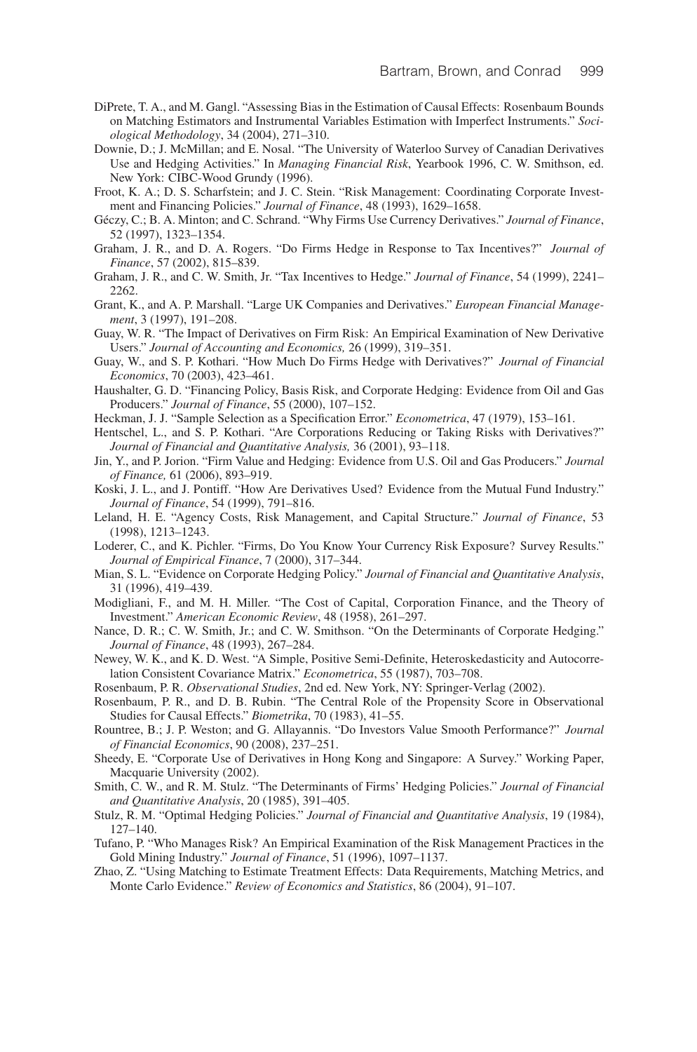DiPrete, T. A., and M. Gangl. "Assessing Bias in the Estimation of Causal Effects: Rosenbaum Bounds on Matching Estimators and Instrumental Variables Estimation with Imperfect Instruments." *Sociological Methodology*, 34 (2004), 271–310.

Downie, D.; J. McMillan; and E. Nosal. "The University of Waterloo Survey of Canadian Derivatives Use and Hedging Activities." In *Managing Financial Risk*, Yearbook 1996, C. W. Smithson, ed. New York: CIBC-Wood Grundy (1996).

Froot, K. A.; D. S. Scharfstein; and J. C. Stein. "Risk Management: Coordinating Corporate Investment and Financing Policies." *Journal of Finance*, 48 (1993), 1629–1658.

Géczy, C.; B. A. Minton; and C. Schrand. "Why Firms Use Currency Derivatives." *Journal of Finance*, 52 (1997), 1323–1354.

Graham, J. R., and D. A. Rogers. "Do Firms Hedge in Response to Tax Incentives?" *Journal of Finance*, 57 (2002), 815–839.

Graham, J. R., and C. W. Smith, Jr. "Tax Incentives to Hedge." *Journal of Finance*, 54 (1999), 2241–2262.

Grant, K., and A. P. Marshall. "Large UK Companies and Derivatives." *European Financial Management*, 3 (1997), 191–208.

Guay, W. R. "The Impact of Derivatives on Firm Risk: An Empirical Examination of New Derivative Users." *Journal of Accounting and Economics,* 26 (1999), 319–351.

Guay, W., and S. P. Kothari. "How Much Do Firms Hedge with Derivatives?" *Journal of Financial Economics*, 70 (2003), 423–461.

Haushalter, G. D. "Financing Policy, Basis Risk, and Corporate Hedging: Evidence from Oil and Gas Producers." *Journal of Finance*, 55 (2000), 107–152.

Heckman, J. J. "Sample Selection as a Specification Error." *Econometrica*, 47 (1979), 153–161.

Hentschel, L., and S. P. Kothari. "Are Corporations Reducing or Taking Risks with Derivatives?" *Journal of Financial and Quantitative Analysis,* 36 (2001), 93–118.

Jin, Y., and P. Jorion. "Firm Value and Hedging: Evidence from U.S. Oil and Gas Producers." *Journal of Finance,* 61 (2006), 893–919.

Koski, J. L., and J. Pontiff. "How Are Derivatives Used? Evidence from the Mutual Fund Industry." *Journal of Finance*, 54 (1999), 791–816.

Leland, H. E. "Agency Costs, Risk Management, and Capital Structure." *Journal of Finance*, 53 (1998), 1213–1243.

Loderer, C., and K. Pichler. "Firms, Do You Know Your Currency Risk Exposure? Survey Results." *Journal of Empirical Finance*, 7 (2000), 317–344.

Mian, S. L. "Evidence on Corporate Hedging Policy." *Journal of Financial and Quantitative Analysis*, 31 (1996), 419–439.

Modigliani, F., and M. H. Miller. "The Cost of Capital, Corporation Finance, and the Theory of Investment." *American Economic Review*, 48 (1958), 261–297.

Nance, D. R.; C. W. Smith, Jr.; and C. W. Smithson. "On the Determinants of Corporate Hedging." *Journal of Finance*, 48 (1993), 267–284.

Newey, W. K., and K. D. West. "A Simple, Positive Semi-Definite, Heteroskedasticity and Autocorrelation Consistent Covariance Matrix." *Econometrica*, 55 (1987), 703–708.

Rosenbaum, P. R. *Observational Studies*, 2nd ed. New York, NY: Springer-Verlag (2002).

Rosenbaum, P. R., and D. B. Rubin. "The Central Role of the Propensity Score in Observational Studies for Causal Effects." *Biometrika*, 70 (1983), 41–55.

Rountree, B.; J. P. Weston; and G. Allayannis. "Do Investors Value Smooth Performance?" *Journal of Financial Economics*, 90 (2008), 237–251.

Sheedy, E. "Corporate Use of Derivatives in Hong Kong and Singapore: A Survey." Working Paper, Macquarie University (2002).

Smith, C. W., and R. M. Stulz. "The Determinants of Firms' Hedging Policies." *Journal of Financial and Quantitative Analysis*, 20 (1985), 391–405.

Stulz, R. M. "Optimal Hedging Policies." *Journal of Financial and Quantitative Analysis*, 19 (1984), 127–140.

Tufano, P. "Who Manages Risk? An Empirical Examination of the Risk Management Practices in the Gold Mining Industry." *Journal of Finance*, 51 (1996), 1097–1137.

Zhao, Z. "Using Matching to Estimate Treatment Effects: Data Requirements, Matching Metrics, and Monte Carlo Evidence." *Review of Economics and Statistics*, 86 (2004), 91–107.